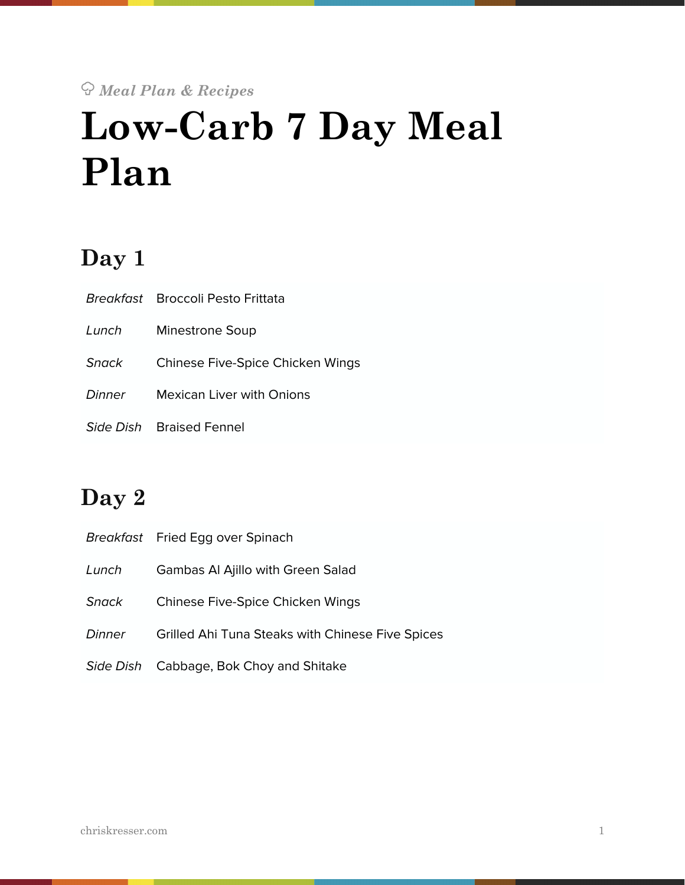*Meal Plan & Recipes*

# Low-Carb 7 Day Meal Plan

## Day 1

| | |
|---|---|
| *Breakfast* | Broccoli Pesto Frittata |
| *Lunch* | Minestrone Soup |
| *Snack* | Chinese Five-Spice Chicken Wings |
| *Dinner* | Mexican Liver with Onions |
| *Side Dish* | Braised Fennel |

## Day 2

| | |
|---|---|
| *Breakfast* | Fried Egg over Spinach |
| *Lunch* | Gambas Al Ajillo with Green Salad |
| *Snack* | Chinese Five-Spice Chicken Wings |
| *Dinner* | Grilled Ahi Tuna Steaks with Chinese Five Spices |
| *Side Dish* | Cabbage, Bok Choy and Shitake |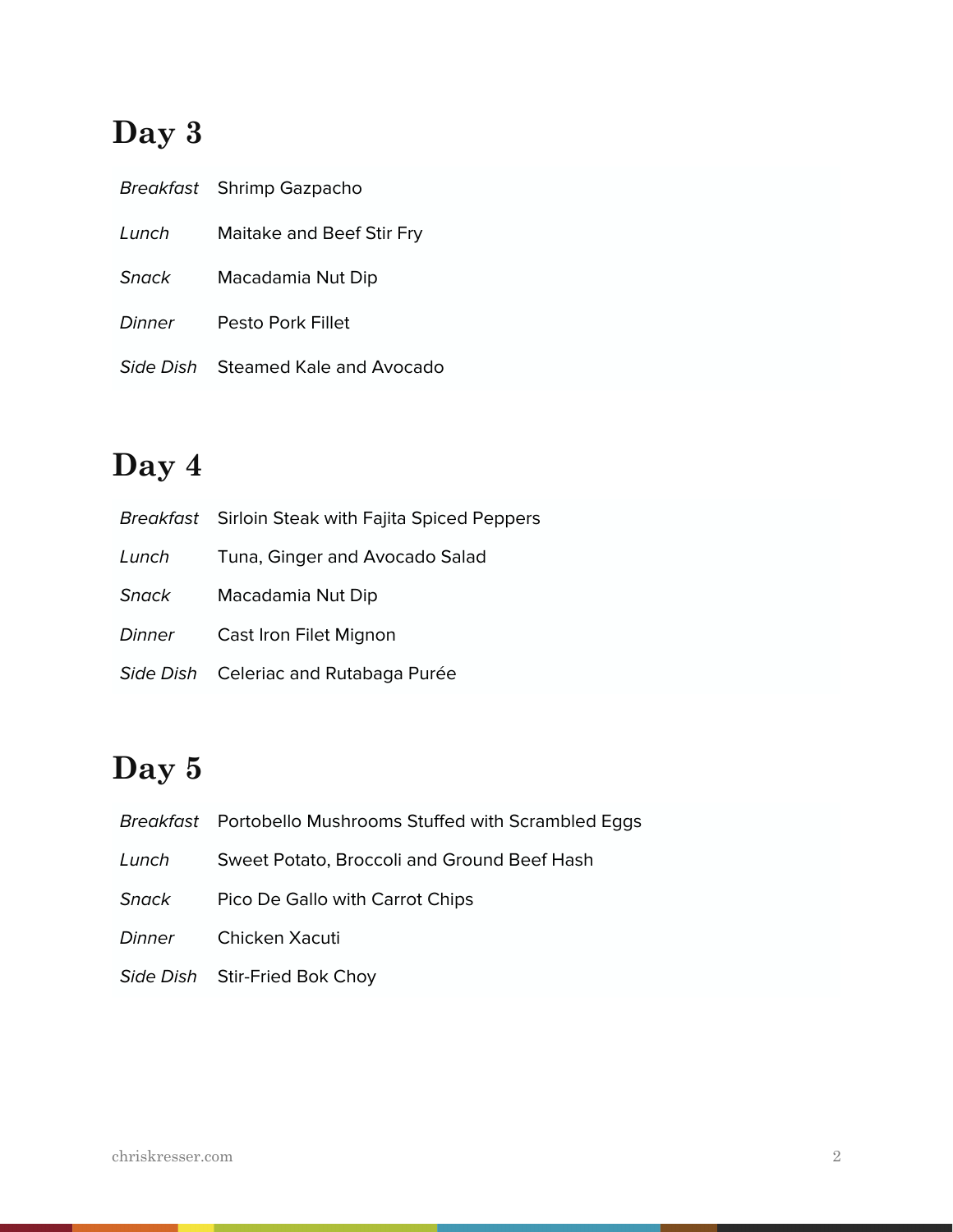## Day 3

| | |
|---|---|
| *Breakfast* | Shrimp Gazpacho |
| *Lunch* | Maitake and Beef Stir Fry |
| *Snack* | Macadamia Nut Dip |
| *Dinner* | Pesto Pork Fillet |
| *Side Dish* | Steamed Kale and Avocado |

## Day 4

| | |
|---|---|
| *Breakfast* | Sirloin Steak with Fajita Spiced Peppers |
| *Lunch* | Tuna, Ginger and Avocado Salad |
| *Snack* | Macadamia Nut Dip |
| *Dinner* | Cast Iron Filet Mignon |
| *Side Dish* | Celeriac and Rutabaga Purée |

## Day 5

| | |
|---|---|
| *Breakfast* | Portobello Mushrooms Stuffed with Scrambled Eggs |
| *Lunch* | Sweet Potato, Broccoli and Ground Beef Hash |
| *Snack* | Pico De Gallo with Carrot Chips |
| *Dinner* | Chicken Xacuti |
| *Side Dish* | Stir-Fried Bok Choy |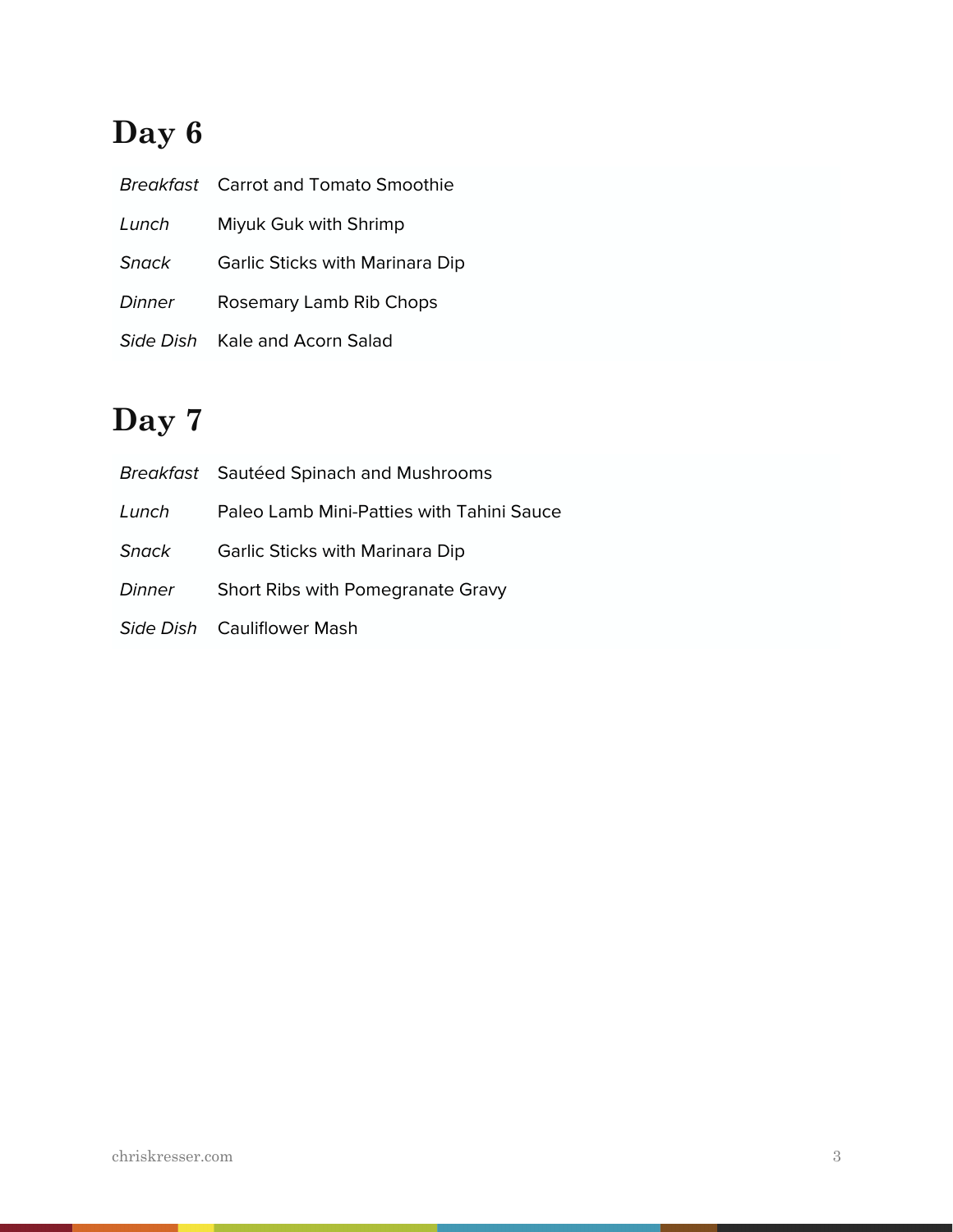## Day 6

| | |
|---|---|
| *Breakfast* | Carrot and Tomato Smoothie |
| *Lunch* | Miyuk Guk with Shrimp |
| *Snack* | Garlic Sticks with Marinara Dip |
| *Dinner* | Rosemary Lamb Rib Chops |
| *Side Dish* | Kale and Acorn Salad |

## Day 7

| | |
|---|---|
| *Breakfast* | Sautéed Spinach and Mushrooms |
| *Lunch* | Paleo Lamb Mini-Patties with Tahini Sauce |
| *Snack* | Garlic Sticks with Marinara Dip |
| *Dinner* | Short Ribs with Pomegranate Gravy |
| *Side Dish* | Cauliflower Mash |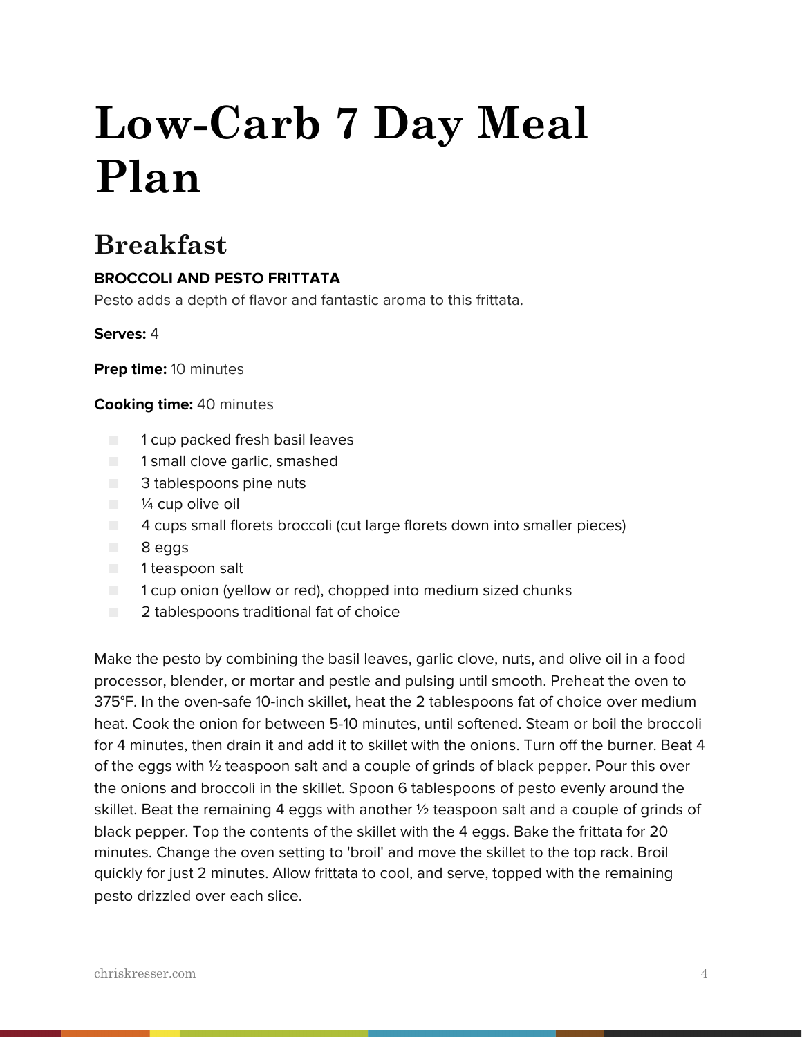# Low-Carb 7 Day Meal Plan

## Breakfast

**BROCCOLI AND PESTO FRITTATA**

Pesto adds a depth of flavor and fantastic aroma to this frittata.

**Serves:** 4

**Prep time:** 10 minutes

**Cooking time:** 40 minutes

- 1 cup packed fresh basil leaves
- 1 small clove garlic, smashed
- 3 tablespoons pine nuts
- ¼ cup olive oil
- 4 cups small florets broccoli (cut large florets down into smaller pieces)
- 8 eggs
- 1 teaspoon salt
- 1 cup onion (yellow or red), chopped into medium sized chunks
- 2 tablespoons traditional fat of choice

Make the pesto by combining the basil leaves, garlic clove, nuts, and olive oil in a food processor, blender, or mortar and pestle and pulsing until smooth. Preheat the oven to 375°F. In the oven-safe 10-inch skillet, heat the 2 tablespoons fat of choice over medium heat. Cook the onion for between 5-10 minutes, until softened. Steam or boil the broccoli for 4 minutes, then drain it and add it to skillet with the onions. Turn off the burner. Beat 4 of the eggs with ½ teaspoon salt and a couple of grinds of black pepper. Pour this over the onions and broccoli in the skillet. Spoon 6 tablespoons of pesto evenly around the skillet. Beat the remaining 4 eggs with another ½ teaspoon salt and a couple of grinds of black pepper. Top the contents of the skillet with the 4 eggs. Bake the frittata for 20 minutes. Change the oven setting to 'broil' and move the skillet to the top rack. Broil quickly for just 2 minutes. Allow frittata to cool, and serve, topped with the remaining pesto drizzled over each slice.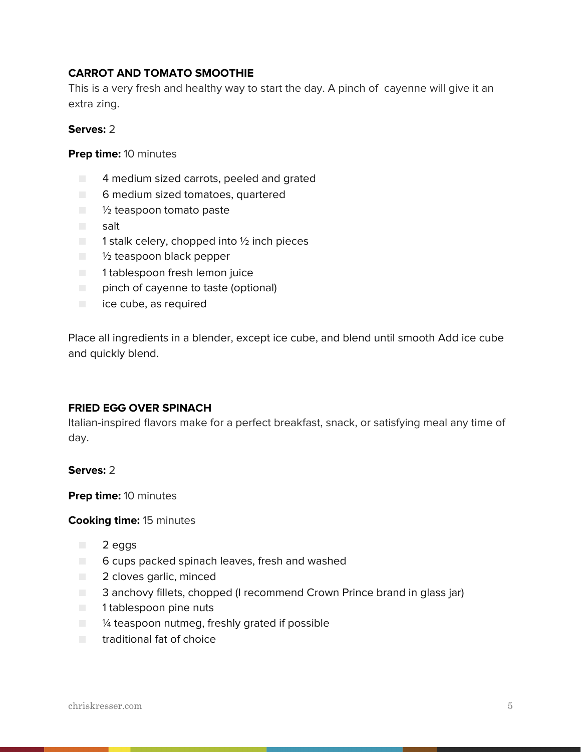### CARROT AND TOMATO SMOOTHIE

This is a very fresh and healthy way to start the day. A pinch of cayenne will give it an extra zing.

**Serves:** 2

**Prep time:** 10 minutes

- 4 medium sized carrots, peeled and grated
- 6 medium sized tomatoes, quartered
- ½ teaspoon tomato paste
- salt
- 1 stalk celery, chopped into ½ inch pieces
- ½ teaspoon black pepper
- 1 tablespoon fresh lemon juice
- pinch of cayenne to taste (optional)
- ice cube, as required

Place all ingredients in a blender, except ice cube, and blend until smooth Add ice cube and quickly blend.

### FRIED EGG OVER SPINACH

Italian-inspired flavors make for a perfect breakfast, snack, or satisfying meal any time of day.

**Serves:** 2

**Prep time:** 10 minutes

**Cooking time:** 15 minutes

- 2 eggs
- 6 cups packed spinach leaves, fresh and washed
- 2 cloves garlic, minced
- 3 anchovy fillets, chopped (I recommend Crown Prince brand in glass jar)
- 1 tablespoon pine nuts
- ¼ teaspoon nutmeg, freshly grated if possible
- traditional fat of choice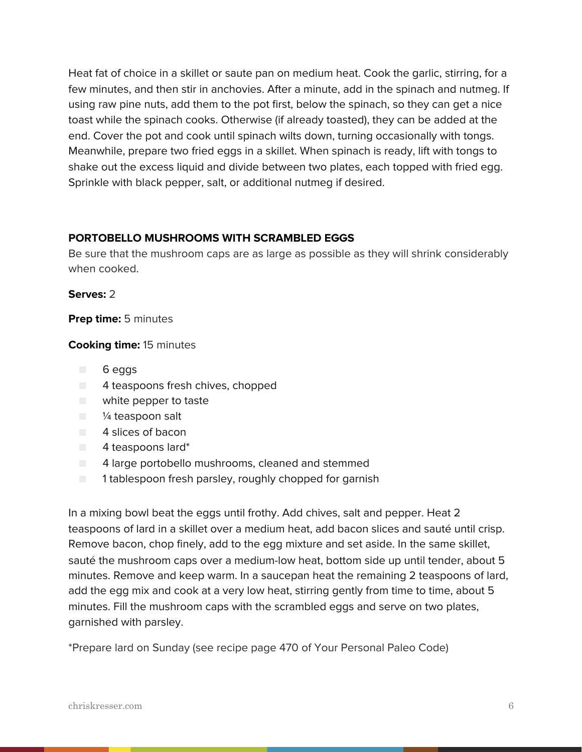Heat fat of choice in a skillet or saute pan on medium heat. Cook the garlic, stirring, for a few minutes, and then stir in anchovies. After a minute, add in the spinach and nutmeg. If using raw pine nuts, add them to the pot first, below the spinach, so they can get a nice toast while the spinach cooks. Otherwise (if already toasted), they can be added at the end. Cover the pot and cook until spinach wilts down, turning occasionally with tongs. Meanwhile, prepare two fried eggs in a skillet. When spinach is ready, lift with tongs to shake out the excess liquid and divide between two plates, each topped with fried egg. Sprinkle with black pepper, salt, or additional nutmeg if desired.

### PORTOBELLO MUSHROOMS WITH SCRAMBLED EGGS

Be sure that the mushroom caps are as large as possible as they will shrink considerably when cooked.

**Serves:** 2

**Prep time:** 5 minutes

**Cooking time:** 15 minutes

- 6 eggs
- 4 teaspoons fresh chives, chopped
- white pepper to taste
- ¼ teaspoon salt
- 4 slices of bacon
- 4 teaspoons lard*
- 4 large portobello mushrooms, cleaned and stemmed
- 1 tablespoon fresh parsley, roughly chopped for garnish

In a mixing bowl beat the eggs until frothy. Add chives, salt and pepper. Heat 2 teaspoons of lard in a skillet over a medium heat, add bacon slices and sauté until crisp. Remove bacon, chop finely, add to the egg mixture and set aside. In the same skillet, sauté the mushroom caps over a medium-low heat, bottom side up until tender, about 5 minutes. Remove and keep warm. In a saucepan heat the remaining 2 teaspoons of lard, add the egg mix and cook at a very low heat, stirring gently from time to time, about 5 minutes. Fill the mushroom caps with the scrambled eggs and serve on two plates, garnished with parsley.

*Prepare lard on Sunday (see recipe page 470 of Your Personal Paleo Code)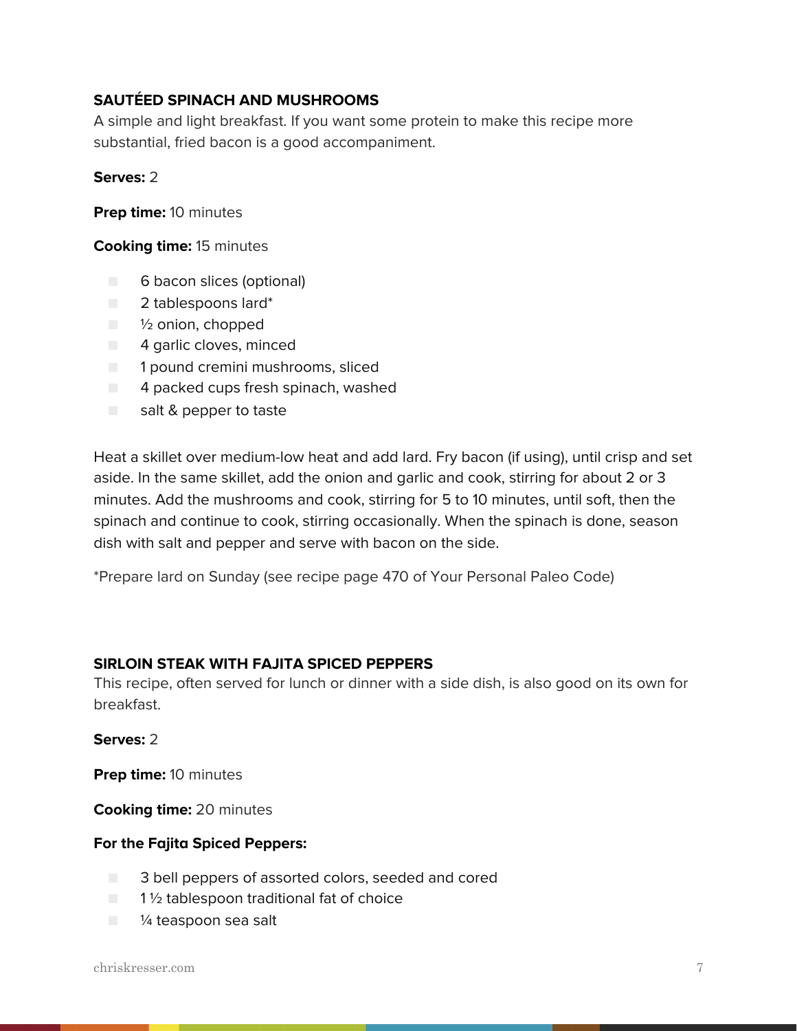## SAUTÉED SPINACH AND MUSHROOMS

A simple and light breakfast. If you want some protein to make this recipe more substantial, fried bacon is a good accompaniment.

**Serves:** 2

**Prep time:** 10 minutes

**Cooking time:** 15 minutes

- 6 bacon slices (optional)
- 2 tablespoons lard*
- ½ onion, chopped
- 4 garlic cloves, minced
- 1 pound cremini mushrooms, sliced
- 4 packed cups fresh spinach, washed
- salt & pepper to taste

Heat a skillet over medium-low heat and add lard. Fry bacon (if using), until crisp and set aside. In the same skillet, add the onion and garlic and cook, stirring for about 2 or 3 minutes. Add the mushrooms and cook, stirring for 5 to 10 minutes, until soft, then the spinach and continue to cook, stirring occasionally. When the spinach is done, season dish with salt and pepper and serve with bacon on the side.

*Prepare lard on Sunday (see recipe page 470 of Your Personal Paleo Code)

## SIRLOIN STEAK WITH FAJITA SPICED PEPPERS

This recipe, often served for lunch or dinner with a side dish, is also good on its own for breakfast.

**Serves:** 2

**Prep time:** 10 minutes

**Cooking time:** 20 minutes

**For the Fajita Spiced Peppers:**

- 3 bell peppers of assorted colors, seeded and cored
- 1 ½ tablespoon traditional fat of choice
- ¼ teaspoon sea salt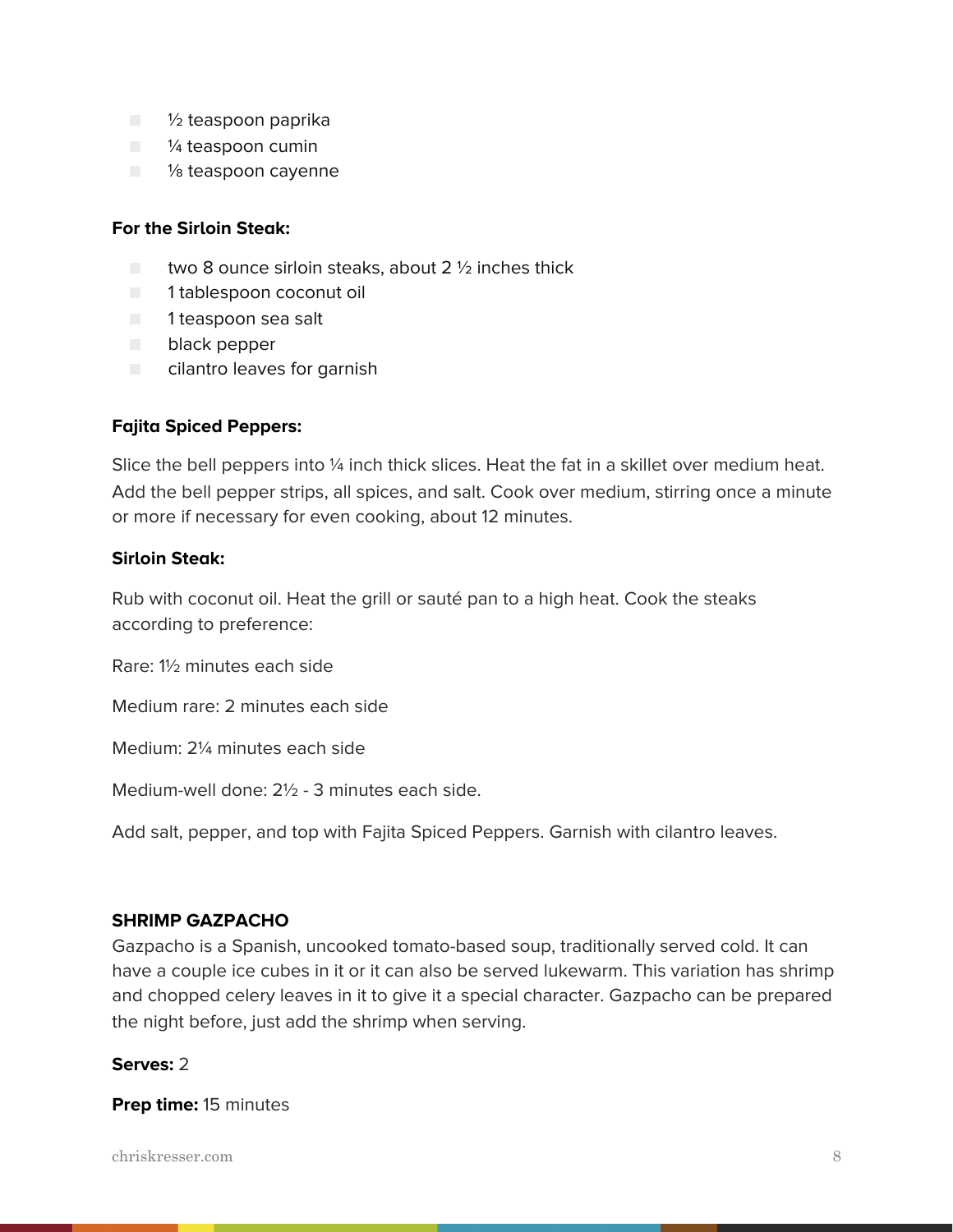- ½ teaspoon paprika
- ¼ teaspoon cumin
- ⅛ teaspoon cayenne

**For the Sirloin Steak:**

- two 8 ounce sirloin steaks, about 2 ½ inches thick
- 1 tablespoon coconut oil
- 1 teaspoon sea salt
- black pepper
- cilantro leaves for garnish

**Fajita Spiced Peppers:**

Slice the bell peppers into ¼ inch thick slices. Heat the fat in a skillet over medium heat. Add the bell pepper strips, all spices, and salt. Cook over medium, stirring once a minute or more if necessary for even cooking, about 12 minutes.

**Sirloin Steak:**

Rub with coconut oil. Heat the grill or sauté pan to a high heat. Cook the steaks according to preference:

Rare: 1½ minutes each side

Medium rare: 2 minutes each side

Medium: 2¼ minutes each side

Medium-well done: 2½ - 3 minutes each side.

Add salt, pepper, and top with Fajita Spiced Peppers. Garnish with cilantro leaves.

**SHRIMP GAZPACHO**

Gazpacho is a Spanish, uncooked tomato-based soup, traditionally served cold. It can have a couple ice cubes in it or it can also be served lukewarm. This variation has shrimp and chopped celery leaves in it to give it a special character. Gazpacho can be prepared the night before, just add the shrimp when serving.

**Serves:** 2

**Prep time:** 15 minutes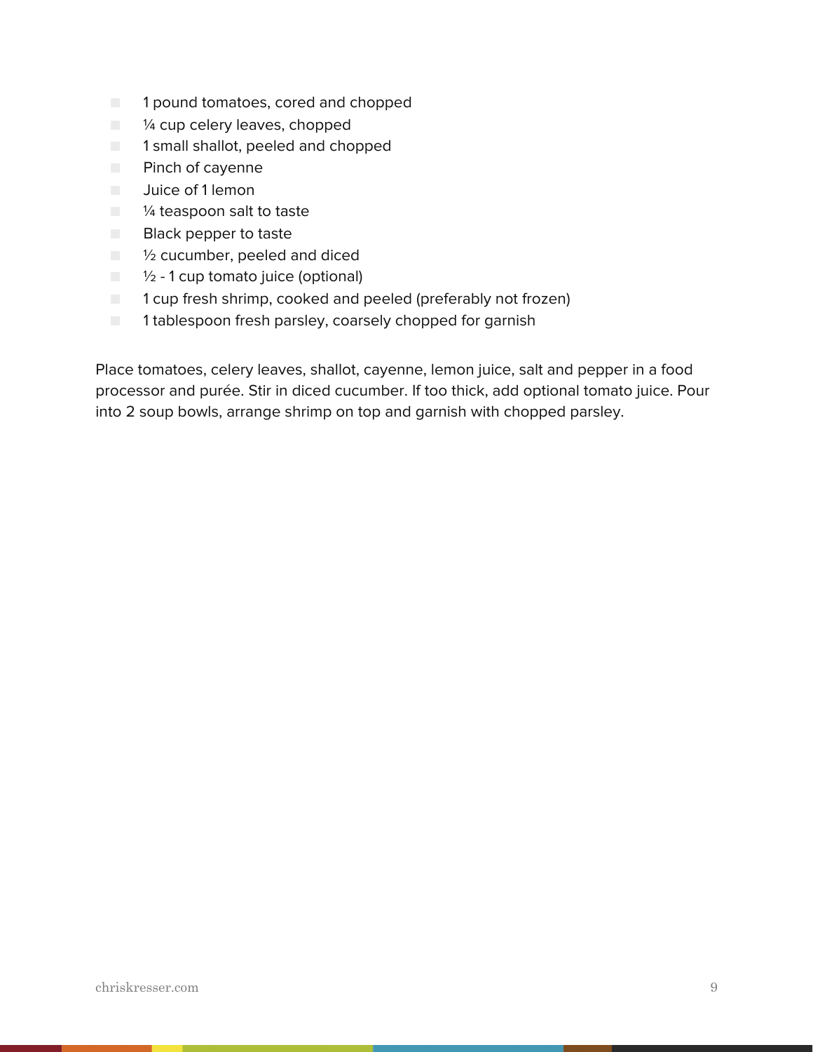- 1 pound tomatoes, cored and chopped
- ¼ cup celery leaves, chopped
- 1 small shallot, peeled and chopped
- Pinch of cayenne
- Juice of 1 lemon
- ¼ teaspoon salt to taste
- Black pepper to taste
- ½ cucumber, peeled and diced
- ½ - 1 cup tomato juice (optional)
- 1 cup fresh shrimp, cooked and peeled (preferably not frozen)
- 1 tablespoon fresh parsley, coarsely chopped for garnish

Place tomatoes, celery leaves, shallot, cayenne, lemon juice, salt and pepper in a food processor and purée. Stir in diced cucumber. If too thick, add optional tomato juice. Pour into 2 soup bowls, arrange shrimp on top and garnish with chopped parsley.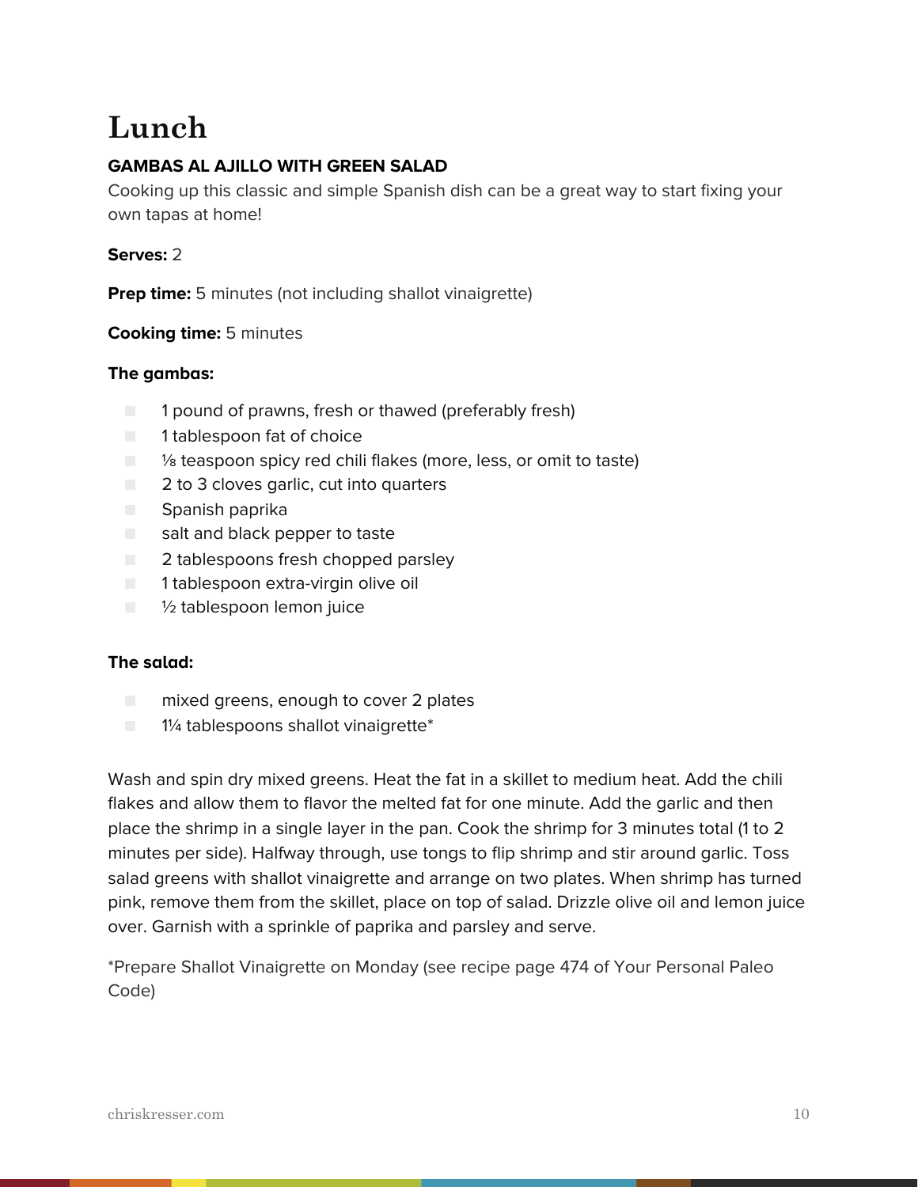# Lunch

**GAMBAS AL AJILLO WITH GREEN SALAD**

Cooking up this classic and simple Spanish dish can be a great way to start fixing your own tapas at home!

**Serves:** 2

**Prep time:** 5 minutes (not including shallot vinaigrette)

**Cooking time:** 5 minutes

**The gambas:**

- 1 pound of prawns, fresh or thawed (preferably fresh)
- 1 tablespoon fat of choice
- ⅛ teaspoon spicy red chili flakes (more, less, or omit to taste)
- 2 to 3 cloves garlic, cut into quarters
- Spanish paprika
- salt and black pepper to taste
- 2 tablespoons fresh chopped parsley
- 1 tablespoon extra-virgin olive oil
- ½ tablespoon lemon juice

**The salad:**

- mixed greens, enough to cover 2 plates
- 1¼ tablespoons shallot vinaigrette*

Wash and spin dry mixed greens. Heat the fat in a skillet to medium heat. Add the chili flakes and allow them to flavor the melted fat for one minute. Add the garlic and then place the shrimp in a single layer in the pan. Cook the shrimp for 3 minutes total (1 to 2 minutes per side). Halfway through, use tongs to flip shrimp and stir around garlic. Toss salad greens with shallot vinaigrette and arrange on two plates. When shrimp has turned pink, remove them from the skillet, place on top of salad. Drizzle olive oil and lemon juice over. Garnish with a sprinkle of paprika and parsley and serve.

*Prepare Shallot Vinaigrette on Monday (see recipe page 474 of Your Personal Paleo Code)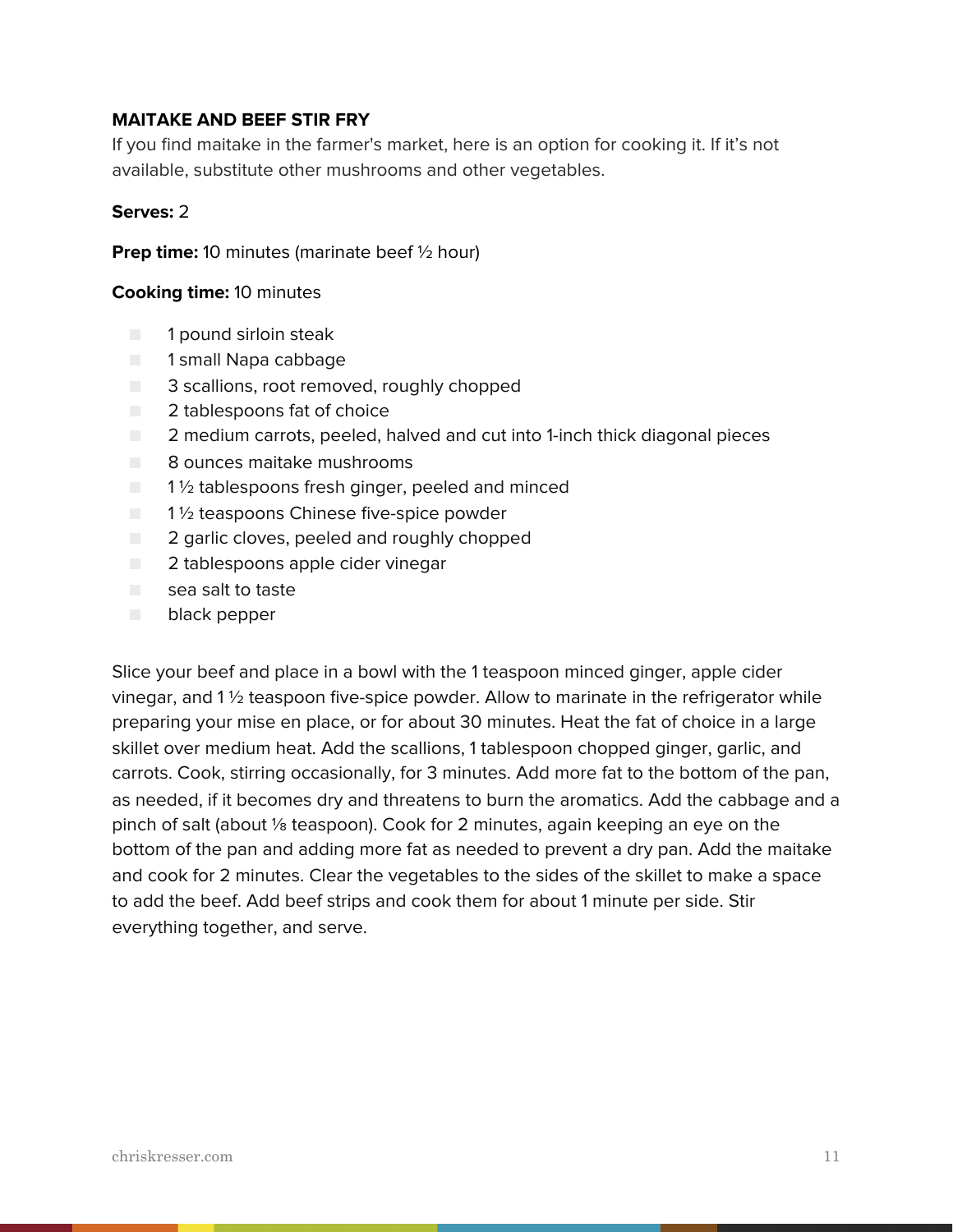### MAITAKE AND BEEF STIR FRY

If you find maitake in the farmer's market, here is an option for cooking it. If it's not available, substitute other mushrooms and other vegetables.

**Serves:** 2

**Prep time:** 10 minutes (marinate beef ½ hour)

**Cooking time:** 10 minutes

- 1 pound sirloin steak
- 1 small Napa cabbage
- 3 scallions, root removed, roughly chopped
- 2 tablespoons fat of choice
- 2 medium carrots, peeled, halved and cut into 1-inch thick diagonal pieces
- 8 ounces maitake mushrooms
- 1 ½ tablespoons fresh ginger, peeled and minced
- 1 ½ teaspoons Chinese five-spice powder
- 2 garlic cloves, peeled and roughly chopped
- 2 tablespoons apple cider vinegar
- sea salt to taste
- black pepper

Slice your beef and place in a bowl with the 1 teaspoon minced ginger, apple cider vinegar, and 1 ½ teaspoon five-spice powder. Allow to marinate in the refrigerator while preparing your mise en place, or for about 30 minutes. Heat the fat of choice in a large skillet over medium heat. Add the scallions, 1 tablespoon chopped ginger, garlic, and carrots. Cook, stirring occasionally, for 3 minutes. Add more fat to the bottom of the pan, as needed, if it becomes dry and threatens to burn the aromatics. Add the cabbage and a pinch of salt (about ⅛ teaspoon). Cook for 2 minutes, again keeping an eye on the bottom of the pan and adding more fat as needed to prevent a dry pan. Add the maitake and cook for 2 minutes. Clear the vegetables to the sides of the skillet to make a space to add the beef. Add beef strips and cook them for about 1 minute per side. Stir everything together, and serve.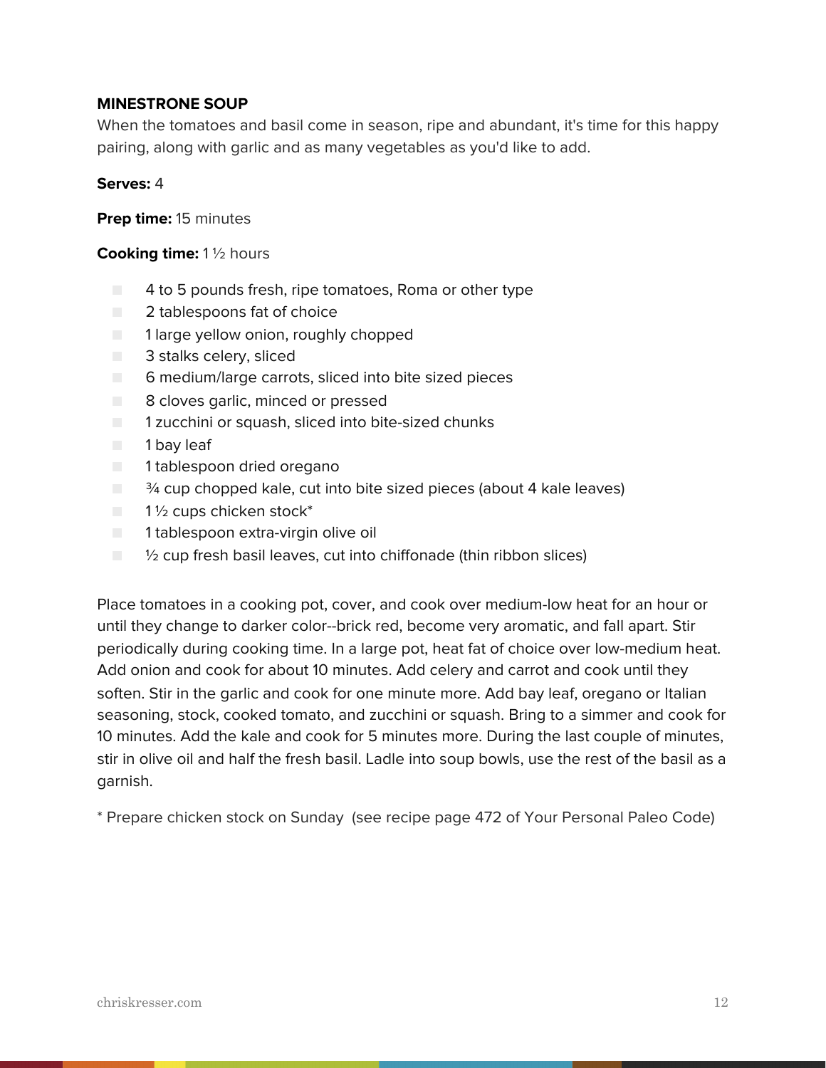**MINESTRONE SOUP**

When the tomatoes and basil come in season, ripe and abundant, it's time for this happy pairing, along with garlic and as many vegetables as you'd like to add.

**Serves:** 4

**Prep time:** 15 minutes

**Cooking time:** 1 ½ hours

- 4 to 5 pounds fresh, ripe tomatoes, Roma or other type
- 2 tablespoons fat of choice
- 1 large yellow onion, roughly chopped
- 3 stalks celery, sliced
- 6 medium/large carrots, sliced into bite sized pieces
- 8 cloves garlic, minced or pressed
- 1 zucchini or squash, sliced into bite-sized chunks
- 1 bay leaf
- 1 tablespoon dried oregano
- ¾ cup chopped kale, cut into bite sized pieces (about 4 kale leaves)
- 1 ½ cups chicken stock*
- 1 tablespoon extra-virgin olive oil
- ½ cup fresh basil leaves, cut into chiffonade (thin ribbon slices)

Place tomatoes in a cooking pot, cover, and cook over medium-low heat for an hour or until they change to darker color--brick red, become very aromatic, and fall apart. Stir periodically during cooking time. In a large pot, heat fat of choice over low-medium heat. Add onion and cook for about 10 minutes. Add celery and carrot and cook until they soften. Stir in the garlic and cook for one minute more. Add bay leaf, oregano or Italian seasoning, stock, cooked tomato, and zucchini or squash. Bring to a simmer and cook for 10 minutes. Add the kale and cook for 5 minutes more. During the last couple of minutes, stir in olive oil and half the fresh basil. Ladle into soup bowls, use the rest of the basil as a garnish.

* Prepare chicken stock on Sunday (see recipe page 472 of Your Personal Paleo Code)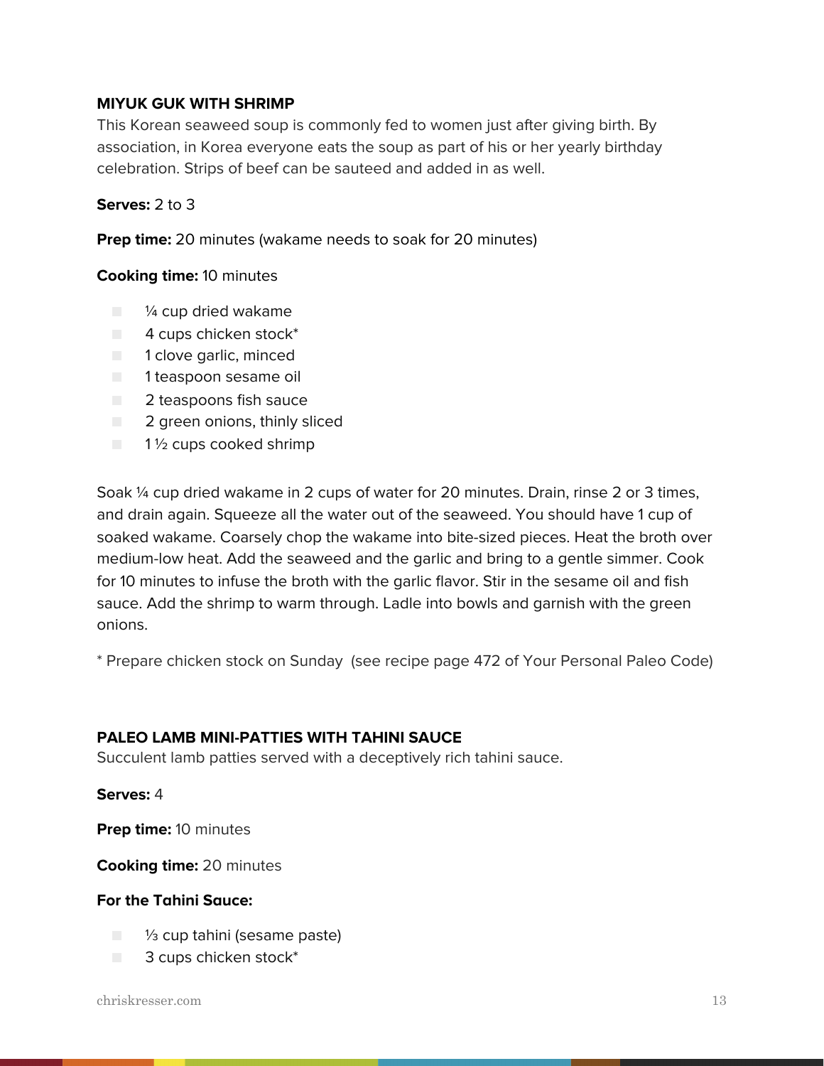**MIYUK GUK WITH SHRIMP**

This Korean seaweed soup is commonly fed to women just after giving birth. By association, in Korea everyone eats the soup as part of his or her yearly birthday celebration. Strips of beef can be sauteed and added in as well.

**Serves:** 2 to 3

**Prep time:** 20 minutes (wakame needs to soak for 20 minutes)

**Cooking time:** 10 minutes

- ¼ cup dried wakame
- 4 cups chicken stock*
- 1 clove garlic, minced
- 1 teaspoon sesame oil
- 2 teaspoons fish sauce
- 2 green onions, thinly sliced
- 1 ½ cups cooked shrimp

Soak ¼ cup dried wakame in 2 cups of water for 20 minutes. Drain, rinse 2 or 3 times, and drain again. Squeeze all the water out of the seaweed. You should have 1 cup of soaked wakame. Coarsely chop the wakame into bite-sized pieces. Heat the broth over medium-low heat. Add the seaweed and the garlic and bring to a gentle simmer. Cook for 10 minutes to infuse the broth with the garlic flavor. Stir in the sesame oil and fish sauce. Add the shrimp to warm through. Ladle into bowls and garnish with the green onions.

* Prepare chicken stock on Sunday (see recipe page 472 of Your Personal Paleo Code)

**PALEO LAMB MINI-PATTIES WITH TAHINI SAUCE**

Succulent lamb patties served with a deceptively rich tahini sauce.

**Serves:** 4

**Prep time:** 10 minutes

**Cooking time:** 20 minutes

**For the Tahini Sauce:**

- ⅓ cup tahini (sesame paste)
- 3 cups chicken stock*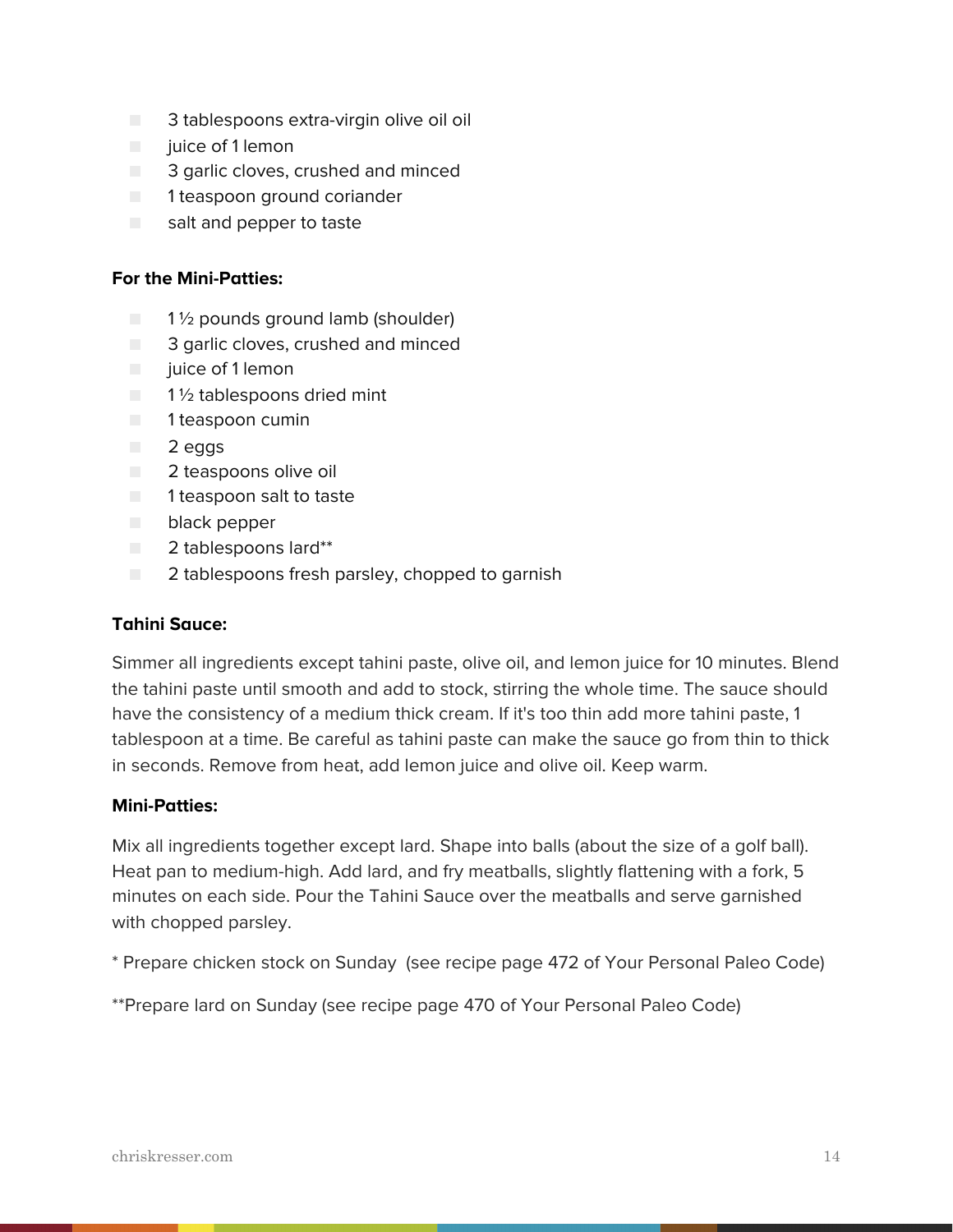- 3 tablespoons extra-virgin olive oil oil
- juice of 1 lemon
- 3 garlic cloves, crushed and minced
- 1 teaspoon ground coriander
- salt and pepper to taste

**For the Mini-Patties:**

- 1 ½ pounds ground lamb (shoulder)
- 3 garlic cloves, crushed and minced
- juice of 1 lemon
- 1 ½ tablespoons dried mint
- 1 teaspoon cumin
- 2 eggs
- 2 teaspoons olive oil
- 1 teaspoon salt to taste
- black pepper
- 2 tablespoons lard**
- 2 tablespoons fresh parsley, chopped to garnish

**Tahini Sauce:**

Simmer all ingredients except tahini paste, olive oil, and lemon juice for 10 minutes. Blend the tahini paste until smooth and add to stock, stirring the whole time. The sauce should have the consistency of a medium thick cream. If it's too thin add more tahini paste, 1 tablespoon at a time. Be careful as tahini paste can make the sauce go from thin to thick in seconds. Remove from heat, add lemon juice and olive oil. Keep warm.

**Mini-Patties:**

Mix all ingredients together except lard. Shape into balls (about the size of a golf ball). Heat pan to medium-high. Add lard, and fry meatballs, slightly flattening with a fork, 5 minutes on each side. Pour the Tahini Sauce over the meatballs and serve garnished with chopped parsley.

* Prepare chicken stock on Sunday (see recipe page 472 of Your Personal Paleo Code)

**Prepare lard on Sunday (see recipe page 470 of Your Personal Paleo Code)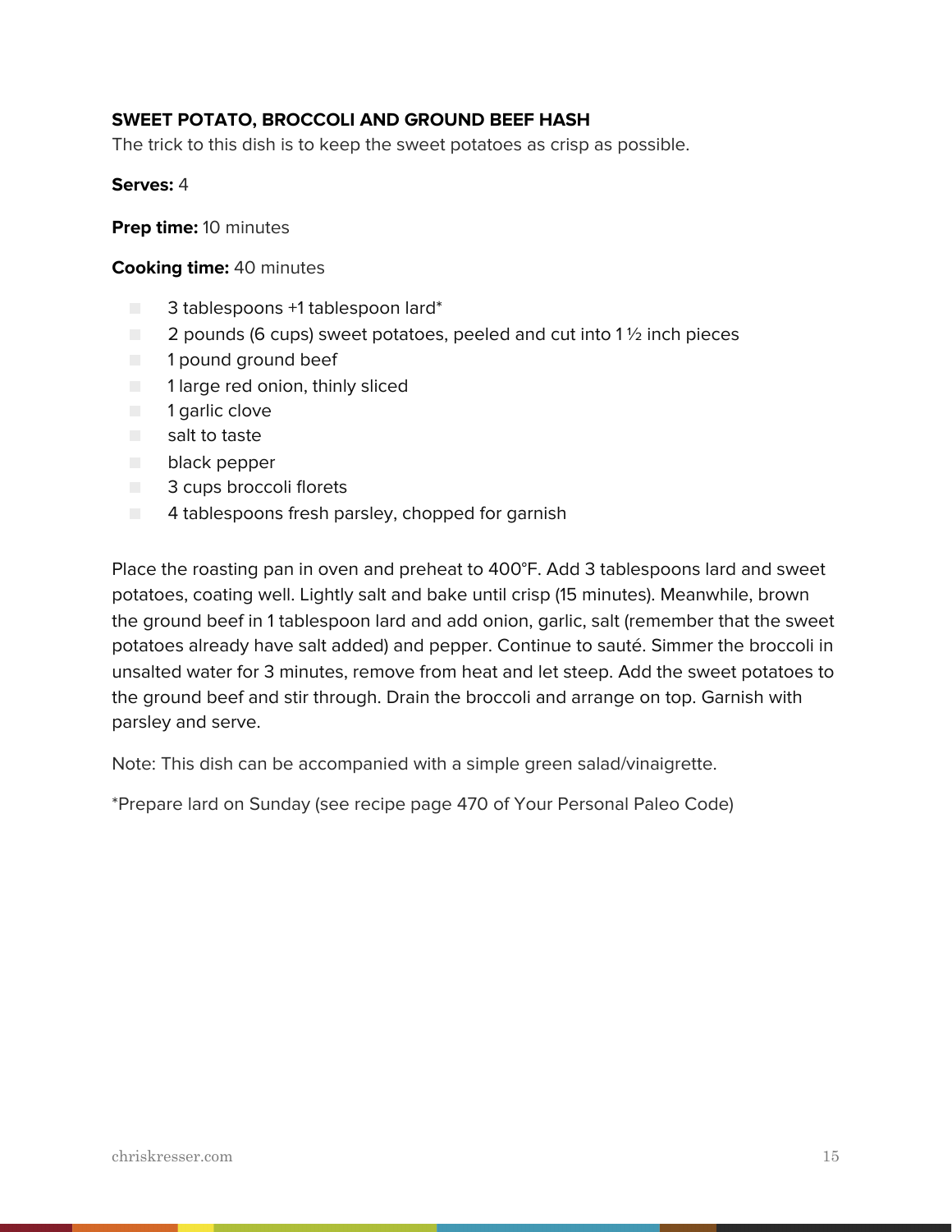## SWEET POTATO, BROCCOLI AND GROUND BEEF HASH

The trick to this dish is to keep the sweet potatoes as crisp as possible.

**Serves:** 4

**Prep time:** 10 minutes

**Cooking time:** 40 minutes

- 3 tablespoons +1 tablespoon lard*
- 2 pounds (6 cups) sweet potatoes, peeled and cut into 1 ½ inch pieces
- 1 pound ground beef
- 1 large red onion, thinly sliced
- 1 garlic clove
- salt to taste
- black pepper
- 3 cups broccoli florets
- 4 tablespoons fresh parsley, chopped for garnish

Place the roasting pan in oven and preheat to 400°F. Add 3 tablespoons lard and sweet potatoes, coating well. Lightly salt and bake until crisp (15 minutes). Meanwhile, brown the ground beef in 1 tablespoon lard and add onion, garlic, salt (remember that the sweet potatoes already have salt added) and pepper. Continue to sauté. Simmer the broccoli in unsalted water for 3 minutes, remove from heat and let steep. Add the sweet potatoes to the ground beef and stir through. Drain the broccoli and arrange on top. Garnish with parsley and serve.

Note: This dish can be accompanied with a simple green salad/vinaigrette.

*Prepare lard on Sunday (see recipe page 470 of Your Personal Paleo Code)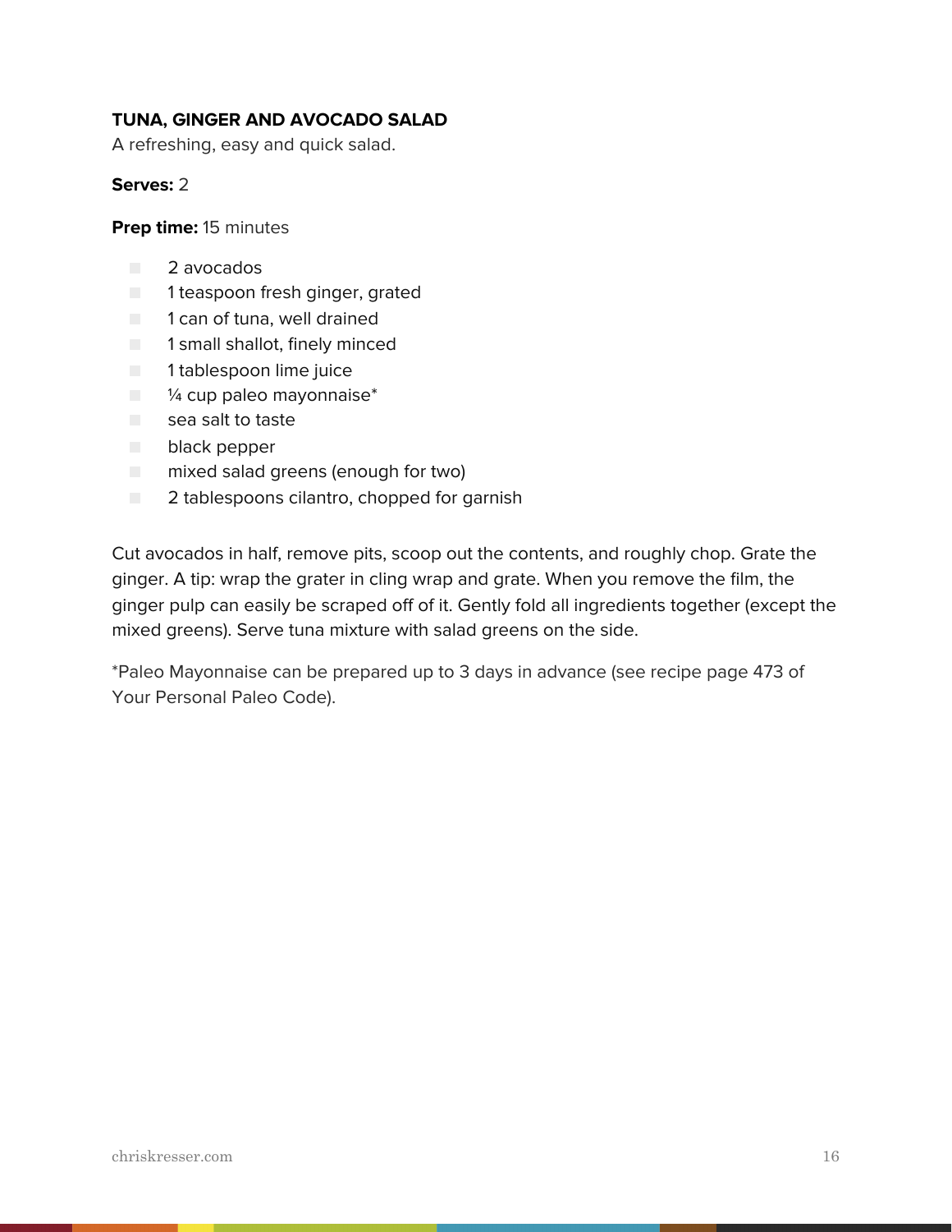## TUNA, GINGER AND AVOCADO SALAD

A refreshing, easy and quick salad.

**Serves:** 2

**Prep time:** 15 minutes

- 2 avocados
- 1 teaspoon fresh ginger, grated
- 1 can of tuna, well drained
- 1 small shallot, finely minced
- 1 tablespoon lime juice
- ¼ cup paleo mayonnaise*
- sea salt to taste
- black pepper
- mixed salad greens (enough for two)
- 2 tablespoons cilantro, chopped for garnish

Cut avocados in half, remove pits, scoop out the contents, and roughly chop. Grate the ginger. A tip: wrap the grater in cling wrap and grate. When you remove the film, the ginger pulp can easily be scraped off of it. Gently fold all ingredients together (except the mixed greens). Serve tuna mixture with salad greens on the side.

*Paleo Mayonnaise can be prepared up to 3 days in advance (see recipe page 473 of Your Personal Paleo Code).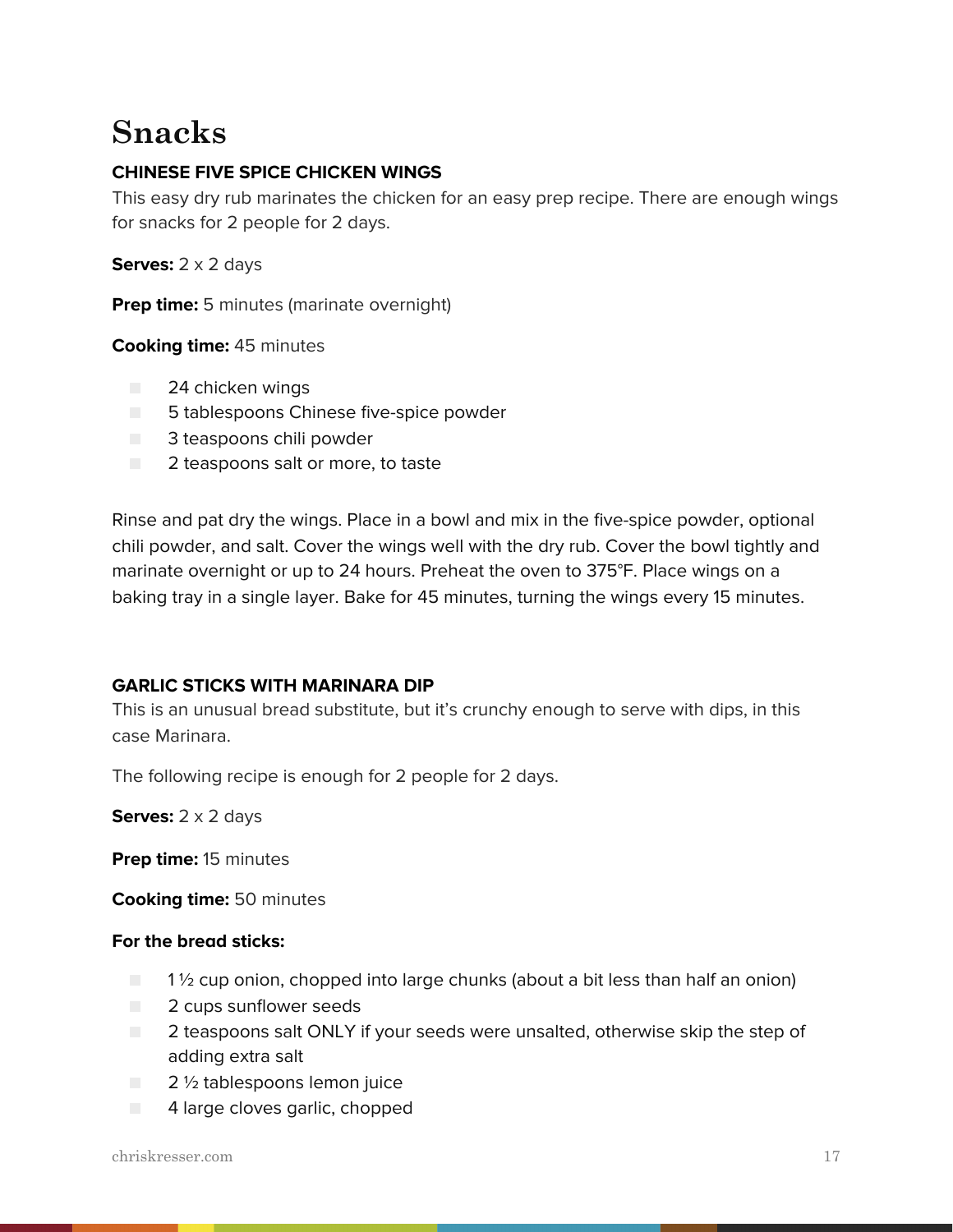# Snacks

### CHINESE FIVE SPICE CHICKEN WINGS

This easy dry rub marinates the chicken for an easy prep recipe. There are enough wings for snacks for 2 people for 2 days.

**Serves:** 2 x 2 days

**Prep time:** 5 minutes (marinate overnight)

**Cooking time:** 45 minutes

- 24 chicken wings
- 5 tablespoons Chinese five-spice powder
- 3 teaspoons chili powder
- 2 teaspoons salt or more, to taste

Rinse and pat dry the wings. Place in a bowl and mix in the five-spice powder, optional chili powder, and salt. Cover the wings well with the dry rub. Cover the bowl tightly and marinate overnight or up to 24 hours. Preheat the oven to 375°F. Place wings on a baking tray in a single layer. Bake for 45 minutes, turning the wings every 15 minutes.

### GARLIC STICKS WITH MARINARA DIP

This is an unusual bread substitute, but it's crunchy enough to serve with dips, in this case Marinara.

The following recipe is enough for 2 people for 2 days.

**Serves:** 2 x 2 days

**Prep time:** 15 minutes

**Cooking time:** 50 minutes

**For the bread sticks:**

- 1 ½ cup onion, chopped into large chunks (about a bit less than half an onion)
- 2 cups sunflower seeds
- 2 teaspoons salt ONLY if your seeds were unsalted, otherwise skip the step of adding extra salt
- 2 ½ tablespoons lemon juice
- 4 large cloves garlic, chopped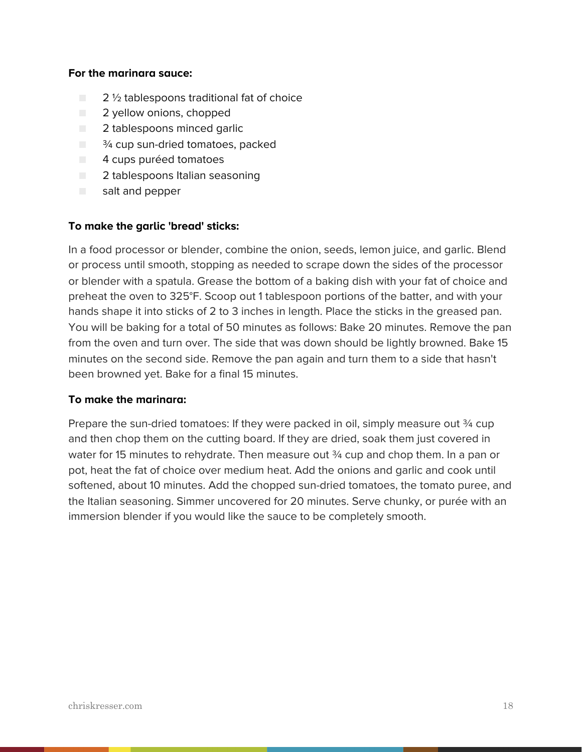**For the marinara sauce:**

- 2 ½ tablespoons traditional fat of choice
- 2 yellow onions, chopped
- 2 tablespoons minced garlic
- ¾ cup sun-dried tomatoes, packed
- 4 cups puréed tomatoes
- 2 tablespoons Italian seasoning
- salt and pepper

**To make the garlic 'bread' sticks:**

In a food processor or blender, combine the onion, seeds, lemon juice, and garlic. Blend or process until smooth, stopping as needed to scrape down the sides of the processor or blender with a spatula. Grease the bottom of a baking dish with your fat of choice and preheat the oven to 325°F. Scoop out 1 tablespoon portions of the batter, and with your hands shape it into sticks of 2 to 3 inches in length. Place the sticks in the greased pan. You will be baking for a total of 50 minutes as follows: Bake 20 minutes. Remove the pan from the oven and turn over. The side that was down should be lightly browned. Bake 15 minutes on the second side. Remove the pan again and turn them to a side that hasn't been browned yet. Bake for a final 15 minutes.

**To make the marinara:**

Prepare the sun-dried tomatoes: If they were packed in oil, simply measure out ¾ cup and then chop them on the cutting board. If they are dried, soak them just covered in water for 15 minutes to rehydrate. Then measure out ¾ cup and chop them. In a pan or pot, heat the fat of choice over medium heat. Add the onions and garlic and cook until softened, about 10 minutes. Add the chopped sun-dried tomatoes, the tomato puree, and the Italian seasoning. Simmer uncovered for 20 minutes. Serve chunky, or purée with an immersion blender if you would like the sauce to be completely smooth.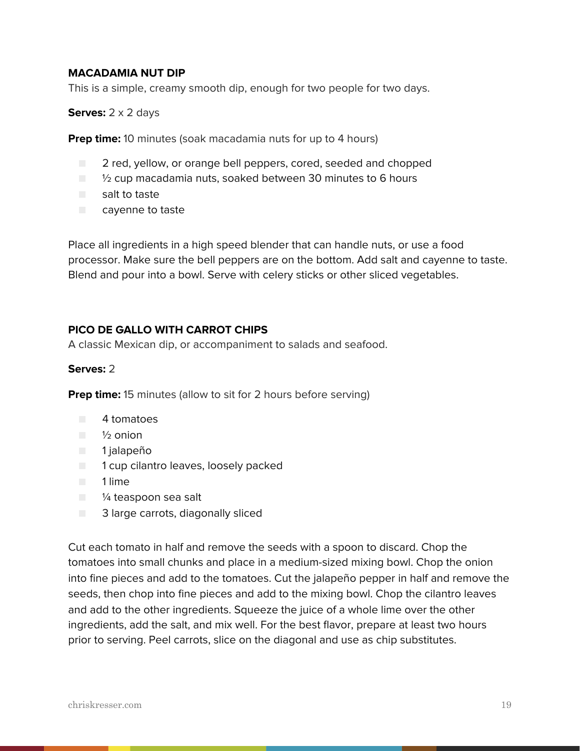### MACADAMIA NUT DIP

This is a simple, creamy smooth dip, enough for two people for two days.

**Serves:** 2 x 2 days

**Prep time:** 10 minutes (soak macadamia nuts for up to 4 hours)

- 2 red, yellow, or orange bell peppers, cored, seeded and chopped
- ½ cup macadamia nuts, soaked between 30 minutes to 6 hours
- salt to taste
- cayenne to taste

Place all ingredients in a high speed blender that can handle nuts, or use a food processor. Make sure the bell peppers are on the bottom. Add salt and cayenne to taste. Blend and pour into a bowl. Serve with celery sticks or other sliced vegetables.

### PICO DE GALLO WITH CARROT CHIPS

A classic Mexican dip, or accompaniment to salads and seafood.

**Serves:** 2

**Prep time:** 15 minutes (allow to sit for 2 hours before serving)

- 4 tomatoes
- ½ onion
- 1 jalapeño
- 1 cup cilantro leaves, loosely packed
- 1 lime
- ¼ teaspoon sea salt
- 3 large carrots, diagonally sliced

Cut each tomato in half and remove the seeds with a spoon to discard. Chop the tomatoes into small chunks and place in a medium-sized mixing bowl. Chop the onion into fine pieces and add to the tomatoes. Cut the jalapeño pepper in half and remove the seeds, then chop into fine pieces and add to the mixing bowl. Chop the cilantro leaves and add to the other ingredients. Squeeze the juice of a whole lime over the other ingredients, add the salt, and mix well. For the best flavor, prepare at least two hours prior to serving. Peel carrots, slice on the diagonal and use as chip substitutes.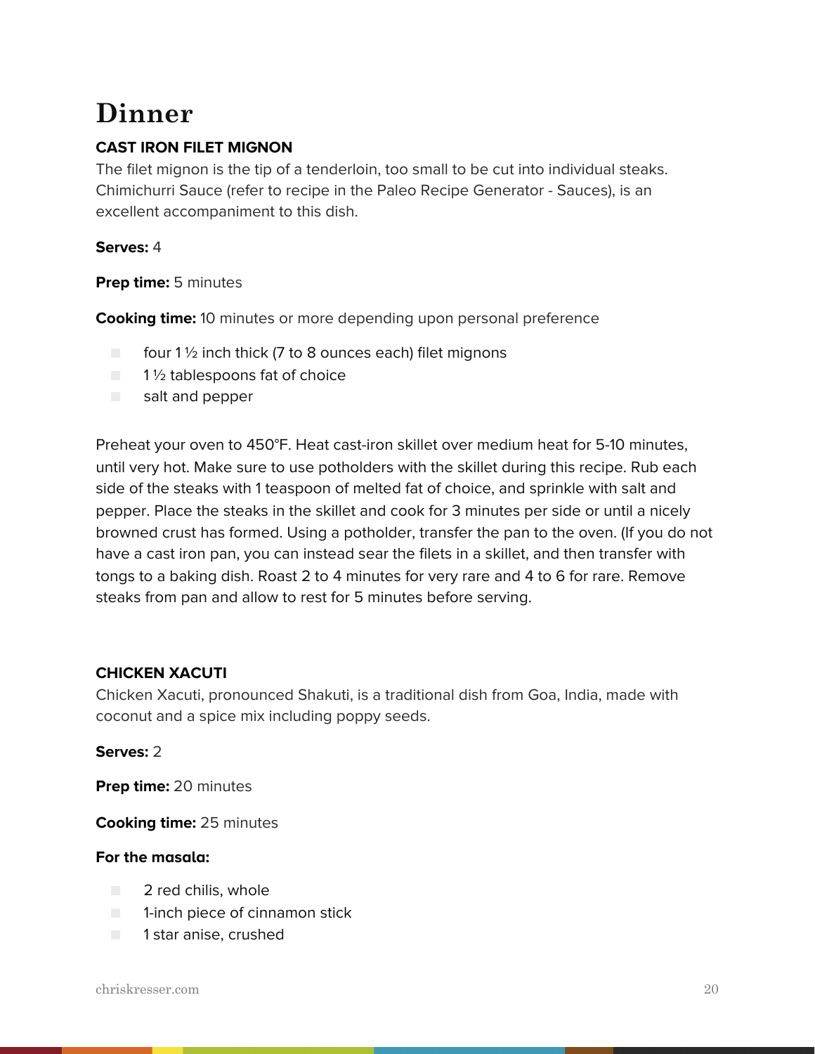# Dinner

### CAST IRON FILET MIGNON

The filet mignon is the tip of a tenderloin, too small to be cut into individual steaks. Chimichurri Sauce (refer to recipe in the Paleo Recipe Generator - Sauces), is an excellent accompaniment to this dish.

**Serves:** 4

**Prep time:** 5 minutes

**Cooking time:** 10 minutes or more depending upon personal preference

- four 1 ½ inch thick (7 to 8 ounces each) filet mignons
- 1 ½ tablespoons fat of choice
- salt and pepper

Preheat your oven to 450°F. Heat cast-iron skillet over medium heat for 5-10 minutes, until very hot. Make sure to use potholders with the skillet during this recipe. Rub each side of the steaks with 1 teaspoon of melted fat of choice, and sprinkle with salt and pepper. Place the steaks in the skillet and cook for 3 minutes per side or until a nicely browned crust has formed. Using a potholder, transfer the pan to the oven. (If you do not have a cast iron pan, you can instead sear the filets in a skillet, and then transfer with tongs to a baking dish. Roast 2 to 4 minutes for very rare and 4 to 6 for rare. Remove steaks from pan and allow to rest for 5 minutes before serving.

### CHICKEN XACUTI

Chicken Xacuti, pronounced Shakuti, is a traditional dish from Goa, India, made with coconut and a spice mix including poppy seeds.

**Serves:** 2

**Prep time:** 20 minutes

**Cooking time:** 25 minutes

**For the masala:**

- 2 red chilis, whole
- 1-inch piece of cinnamon stick
- 1 star anise, crushed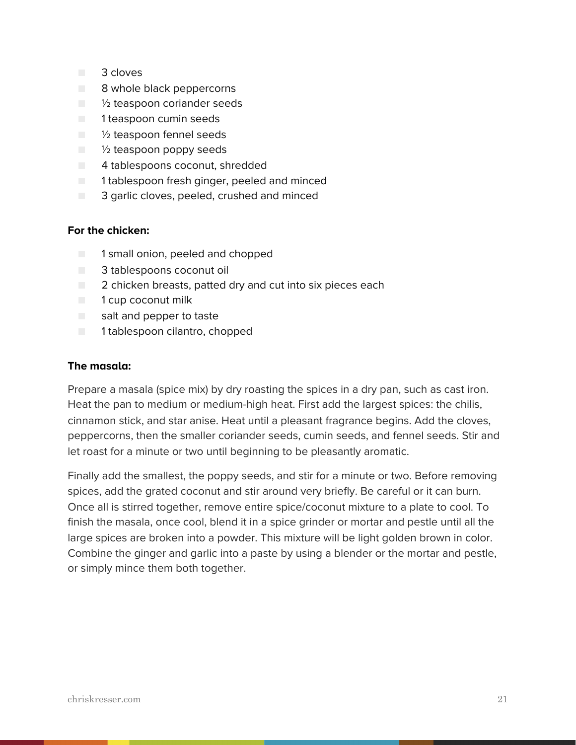- 3 cloves
- 8 whole black peppercorns
- ½ teaspoon coriander seeds
- 1 teaspoon cumin seeds
- ½ teaspoon fennel seeds
- ½ teaspoon poppy seeds
- 4 tablespoons coconut, shredded
- 1 tablespoon fresh ginger, peeled and minced
- 3 garlic cloves, peeled, crushed and minced

**For the chicken:**

- 1 small onion, peeled and chopped
- 3 tablespoons coconut oil
- 2 chicken breasts, patted dry and cut into six pieces each
- 1 cup coconut milk
- salt and pepper to taste
- 1 tablespoon cilantro, chopped

**The masala:**

Prepare a masala (spice mix) by dry roasting the spices in a dry pan, such as cast iron. Heat the pan to medium or medium-high heat. First add the largest spices: the chilis, cinnamon stick, and star anise. Heat until a pleasant fragrance begins. Add the cloves, peppercorns, then the smaller coriander seeds, cumin seeds, and fennel seeds. Stir and let roast for a minute or two until beginning to be pleasantly aromatic.

Finally add the smallest, the poppy seeds, and stir for a minute or two. Before removing spices, add the grated coconut and stir around very briefly. Be careful or it can burn. Once all is stirred together, remove entire spice/coconut mixture to a plate to cool. To finish the masala, once cool, blend it in a spice grinder or mortar and pestle until all the large spices are broken into a powder. This mixture will be light golden brown in color. Combine the ginger and garlic into a paste by using a blender or the mortar and pestle, or simply mince them both together.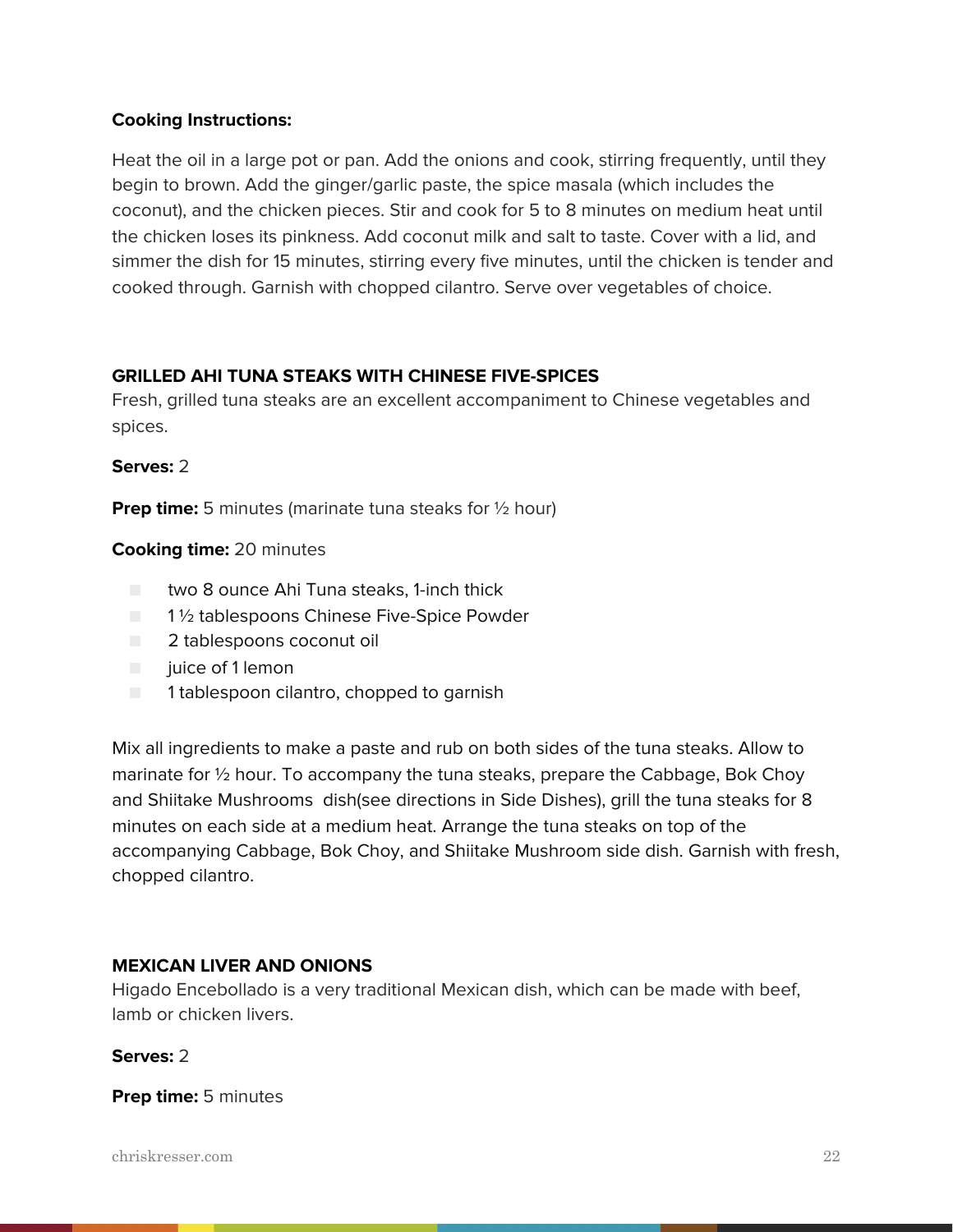**Cooking Instructions:**

Heat the oil in a large pot or pan. Add the onions and cook, stirring frequently, until they begin to brown. Add the ginger/garlic paste, the spice masala (which includes the coconut), and the chicken pieces. Stir and cook for 5 to 8 minutes on medium heat until the chicken loses its pinkness. Add coconut milk and salt to taste. Cover with a lid, and simmer the dish for 15 minutes, stirring every five minutes, until the chicken is tender and cooked through. Garnish with chopped cilantro. Serve over vegetables of choice.

### GRILLED AHI TUNA STEAKS WITH CHINESE FIVE-SPICES

Fresh, grilled tuna steaks are an excellent accompaniment to Chinese vegetables and spices.

**Serves:** 2

**Prep time:** 5 minutes (marinate tuna steaks for ½ hour)

**Cooking time:** 20 minutes

- two 8 ounce Ahi Tuna steaks, 1-inch thick
- 1 ½ tablespoons Chinese Five-Spice Powder
- 2 tablespoons coconut oil
- juice of 1 lemon
- 1 tablespoon cilantro, chopped to garnish

Mix all ingredients to make a paste and rub on both sides of the tuna steaks. Allow to marinate for ½ hour. To accompany the tuna steaks, prepare the Cabbage, Bok Choy and Shiitake Mushrooms dish(see directions in Side Dishes), grill the tuna steaks for 8 minutes on each side at a medium heat. Arrange the tuna steaks on top of the accompanying Cabbage, Bok Choy, and Shiitake Mushroom side dish. Garnish with fresh, chopped cilantro.

### MEXICAN LIVER AND ONIONS

Higado Encebollado is a very traditional Mexican dish, which can be made with beef, lamb or chicken livers.

**Serves:** 2

**Prep time:** 5 minutes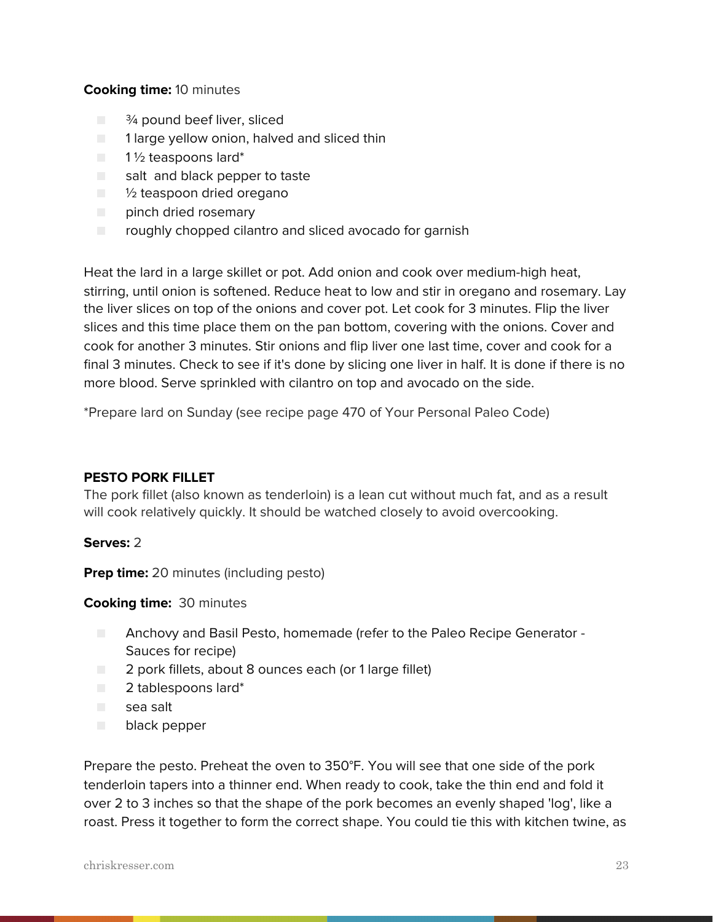**Cooking time:** 10 minutes

- ¾ pound beef liver, sliced
- 1 large yellow onion, halved and sliced thin
- 1 ½ teaspoons lard*
- salt  and black pepper to taste
- ½ teaspoon dried oregano
- pinch dried rosemary
- roughly chopped cilantro and sliced avocado for garnish

Heat the lard in a large skillet or pot. Add onion and cook over medium-high heat, stirring, until onion is softened. Reduce heat to low and stir in oregano and rosemary. Lay the liver slices on top of the onions and cover pot. Let cook for 3 minutes. Flip the liver slices and this time place them on the pan bottom, covering with the onions. Cover and cook for another 3 minutes. Stir onions and flip liver one last time, cover and cook for a final 3 minutes. Check to see if it's done by slicing one liver in half. It is done if there is no more blood. Serve sprinkled with cilantro on top and avocado on the side.

*Prepare lard on Sunday (see recipe page 470 of Your Personal Paleo Code)

**PESTO PORK FILLET**

The pork fillet (also known as tenderloin) is a lean cut without much fat, and as a result will cook relatively quickly. It should be watched closely to avoid overcooking.

**Serves:** 2

**Prep time:** 20 minutes (including pesto)

**Cooking time:**  30 minutes

- Anchovy and Basil Pesto, homemade (refer to the Paleo Recipe Generator - Sauces for recipe)
- 2 pork fillets, about 8 ounces each (or 1 large fillet)
- 2 tablespoons lard*
- sea salt
- black pepper

Prepare the pesto. Preheat the oven to 350°F. You will see that one side of the pork tenderloin tapers into a thinner end. When ready to cook, take the thin end and fold it over 2 to 3 inches so that the shape of the pork becomes an evenly shaped 'log', like a roast. Press it together to form the correct shape. You could tie this with kitchen twine, as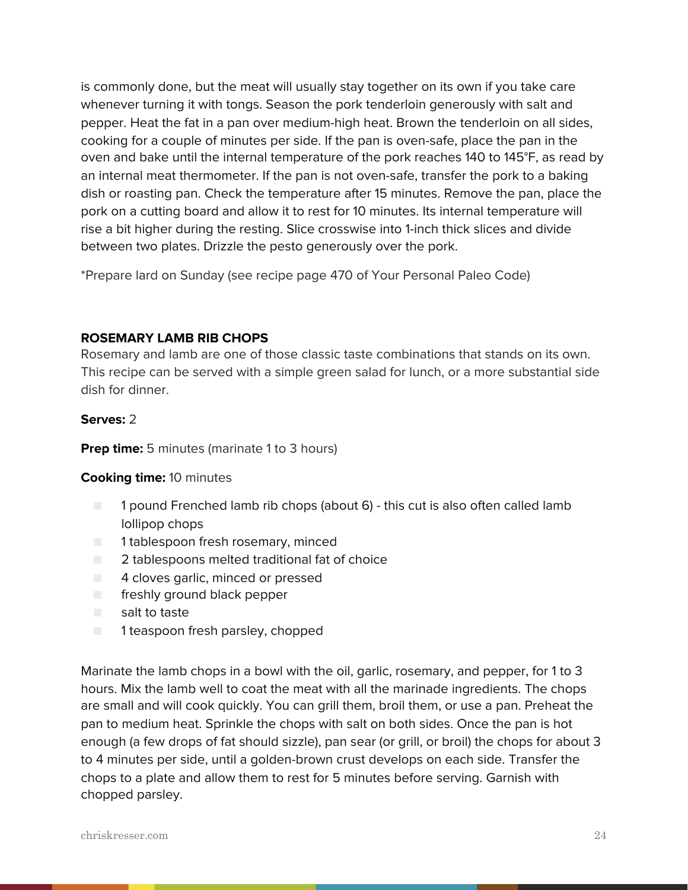is commonly done, but the meat will usually stay together on its own if you take care whenever turning it with tongs. Season the pork tenderloin generously with salt and pepper. Heat the fat in a pan over medium-high heat. Brown the tenderloin on all sides, cooking for a couple of minutes per side. If the pan is oven-safe, place the pan in the oven and bake until the internal temperature of the pork reaches 140 to 145°F, as read by an internal meat thermometer. If the pan is not oven-safe, transfer the pork to a baking dish or roasting pan. Check the temperature after 15 minutes. Remove the pan, place the pork on a cutting board and allow it to rest for 10 minutes. Its internal temperature will rise a bit higher during the resting. Slice crosswise into 1-inch thick slices and divide between two plates. Drizzle the pesto generously over the pork.

*Prepare lard on Sunday (see recipe page 470 of Your Personal Paleo Code)

### ROSEMARY LAMB RIB CHOPS

Rosemary and lamb are one of those classic taste combinations that stands on its own. This recipe can be served with a simple green salad for lunch, or a more substantial side dish for dinner.

**Serves:** 2

**Prep time:** 5 minutes (marinate 1 to 3 hours)

**Cooking time:** 10 minutes

- 1 pound Frenched lamb rib chops (about 6) - this cut is also often called lamb lollipop chops
- 1 tablespoon fresh rosemary, minced
- 2 tablespoons melted traditional fat of choice
- 4 cloves garlic, minced or pressed
- freshly ground black pepper
- salt to taste
- 1 teaspoon fresh parsley, chopped

Marinate the lamb chops in a bowl with the oil, garlic, rosemary, and pepper, for 1 to 3 hours. Mix the lamb well to coat the meat with all the marinade ingredients. The chops are small and will cook quickly. You can grill them, broil them, or use a pan. Preheat the pan to medium heat. Sprinkle the chops with salt on both sides. Once the pan is hot enough (a few drops of fat should sizzle), pan sear (or grill, or broil) the chops for about 3 to 4 minutes per side, until a golden-brown crust develops on each side. Transfer the chops to a plate and allow them to rest for 5 minutes before serving. Garnish with chopped parsley.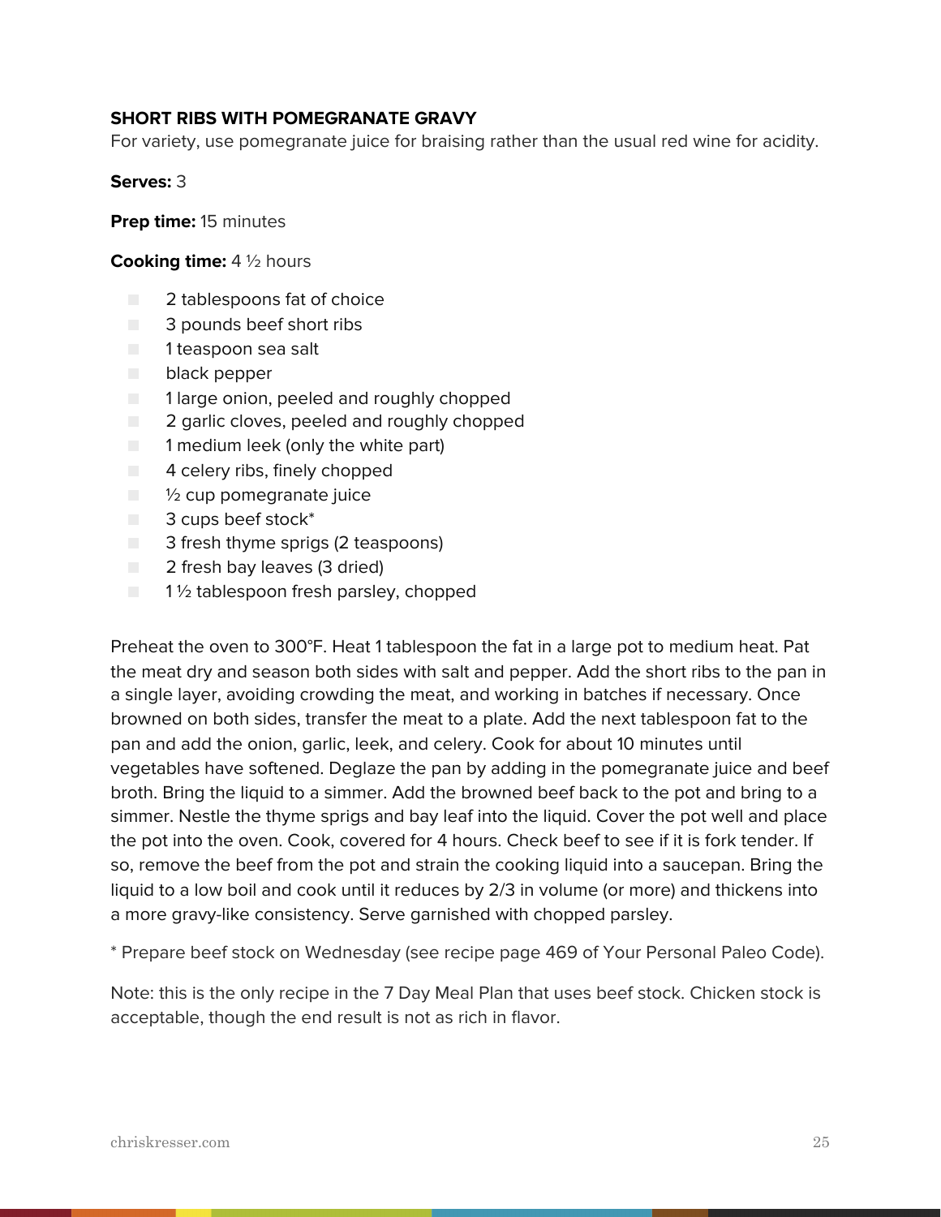**SHORT RIBS WITH POMEGRANATE GRAVY**

For variety, use pomegranate juice for braising rather than the usual red wine for acidity.

**Serves:** 3

**Prep time:** 15 minutes

**Cooking time:** 4 ½ hours

- 2 tablespoons fat of choice
- 3 pounds beef short ribs
- 1 teaspoon sea salt
- black pepper
- 1 large onion, peeled and roughly chopped
- 2 garlic cloves, peeled and roughly chopped
- 1 medium leek (only the white part)
- 4 celery ribs, finely chopped
- ½ cup pomegranate juice
- 3 cups beef stock*
- 3 fresh thyme sprigs (2 teaspoons)
- 2 fresh bay leaves (3 dried)
- 1 ½ tablespoon fresh parsley, chopped

Preheat the oven to 300°F. Heat 1 tablespoon the fat in a large pot to medium heat. Pat the meat dry and season both sides with salt and pepper. Add the short ribs to the pan in a single layer, avoiding crowding the meat, and working in batches if necessary. Once browned on both sides, transfer the meat to a plate. Add the next tablespoon fat to the pan and add the onion, garlic, leek, and celery. Cook for about 10 minutes until vegetables have softened. Deglaze the pan by adding in the pomegranate juice and beef broth. Bring the liquid to a simmer. Add the browned beef back to the pot and bring to a simmer. Nestle the thyme sprigs and bay leaf into the liquid. Cover the pot well and place the pot into the oven. Cook, covered for 4 hours. Check beef to see if it is fork tender. If so, remove the beef from the pot and strain the cooking liquid into a saucepan. Bring the liquid to a low boil and cook until it reduces by 2/3 in volume (or more) and thickens into a more gravy-like consistency. Serve garnished with chopped parsley.

* Prepare beef stock on Wednesday (see recipe page 469 of Your Personal Paleo Code).

Note: this is the only recipe in the 7 Day Meal Plan that uses beef stock. Chicken stock is acceptable, though the end result is not as rich in flavor.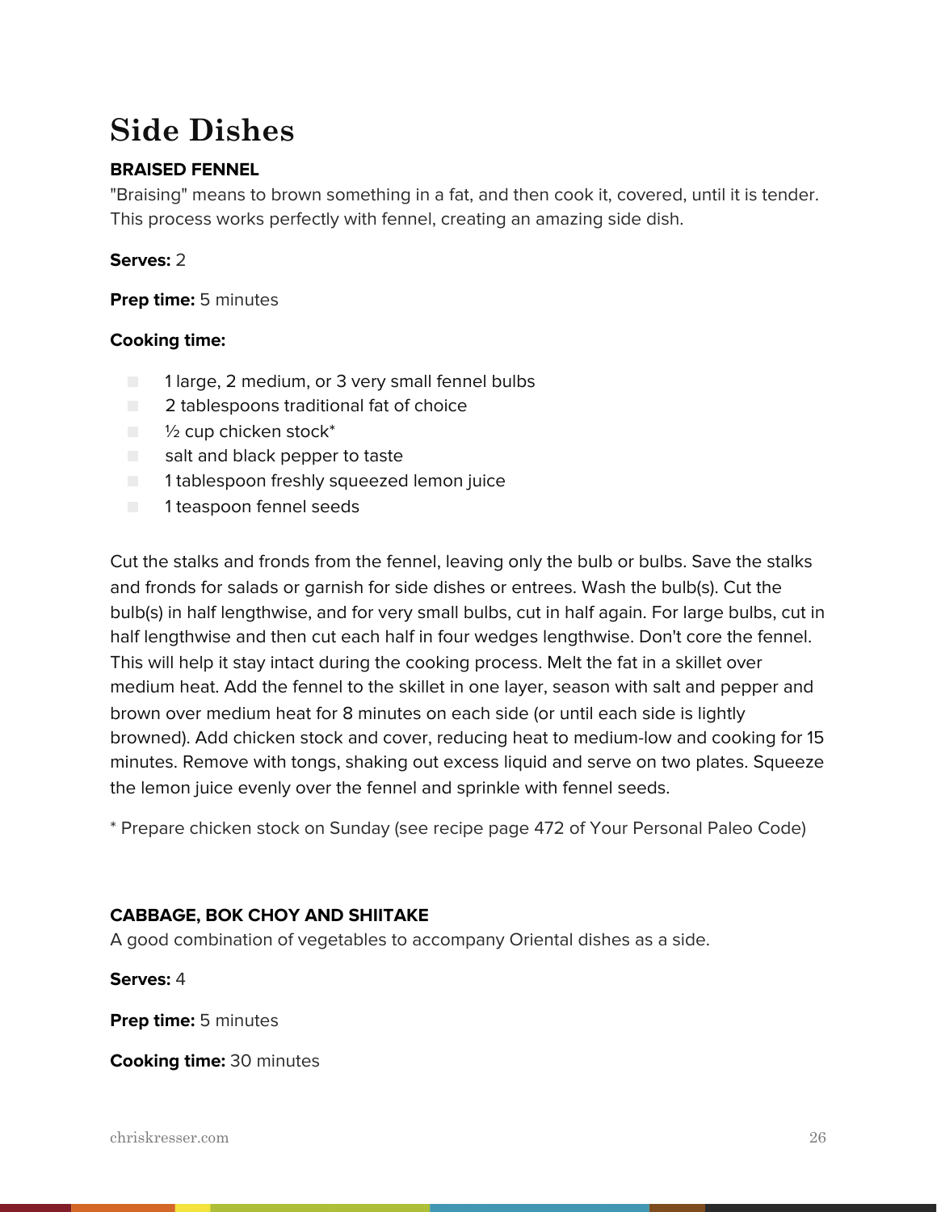// Side Dishes

### BRAISED FENNEL

"Braising" means to brown something in a fat, and then cook it, covered, until it is tender. This process works perfectly with fennel, creating an amazing side dish.

**Serves:** 2

**Prep time:** 5 minutes

**Cooking time:**

- 1 large, 2 medium, or 3 very small fennel bulbs
- 2 tablespoons traditional fat of choice
- ½ cup chicken stock*
- salt and black pepper to taste
- 1 tablespoon freshly squeezed lemon juice
- 1 teaspoon fennel seeds

Cut the stalks and fronds from the fennel, leaving only the bulb or bulbs. Save the stalks and fronds for salads or garnish for side dishes or entrees. Wash the bulb(s). Cut the bulb(s) in half lengthwise, and for very small bulbs, cut in half again. For large bulbs, cut in half lengthwise and then cut each half in four wedges lengthwise. Don't core the fennel. This will help it stay intact during the cooking process. Melt the fat in a skillet over medium heat. Add the fennel to the skillet in one layer, season with salt and pepper and brown over medium heat for 8 minutes on each side (or until each side is lightly browned). Add chicken stock and cover, reducing heat to medium-low and cooking for 15 minutes. Remove with tongs, shaking out excess liquid and serve on two plates. Squeeze the lemon juice evenly over the fennel and sprinkle with fennel seeds.

* Prepare chicken stock on Sunday (see recipe page 472 of Your Personal Paleo Code)

### CABBAGE, BOK CHOY AND SHIITAKE

A good combination of vegetables to accompany Oriental dishes as a side.

**Serves:** 4

**Prep time:** 5 minutes

**Cooking time:** 30 minutes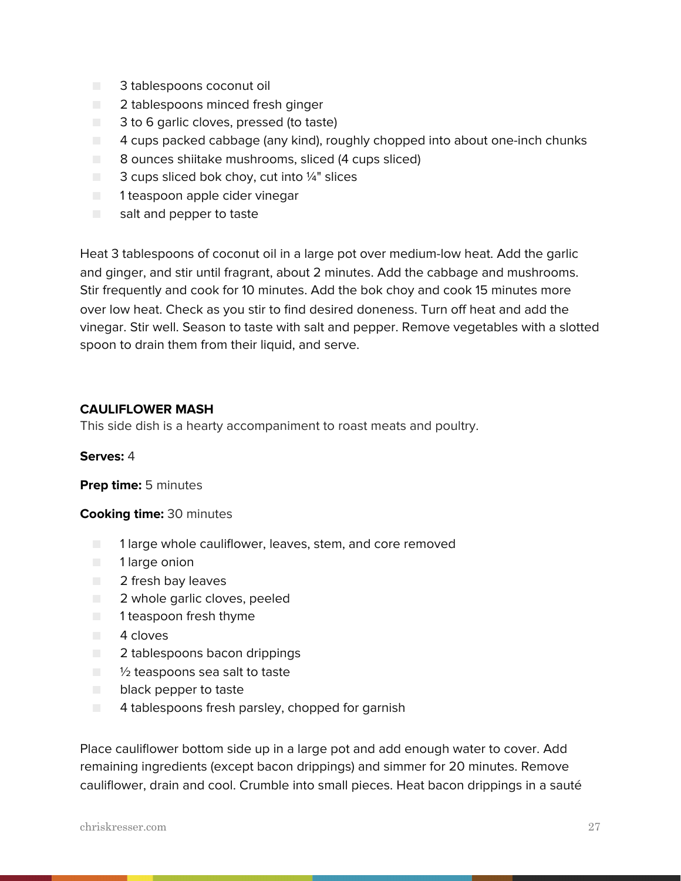- 3 tablespoons coconut oil
- 2 tablespoons minced fresh ginger
- 3 to 6 garlic cloves, pressed (to taste)
- 4 cups packed cabbage (any kind), roughly chopped into about one-inch chunks
- 8 ounces shiitake mushrooms, sliced (4 cups sliced)
- 3 cups sliced bok choy, cut into ¼" slices
- 1 teaspoon apple cider vinegar
- salt and pepper to taste

Heat 3 tablespoons of coconut oil in a large pot over medium-low heat. Add the garlic and ginger, and stir until fragrant, about 2 minutes. Add the cabbage and mushrooms. Stir frequently and cook for 10 minutes. Add the bok choy and cook 15 minutes more over low heat. Check as you stir to find desired doneness. Turn off heat and add the vinegar. Stir well. Season to taste with salt and pepper. Remove vegetables with a slotted spoon to drain them from their liquid, and serve.

### CAULIFLOWER MASH

This side dish is a hearty accompaniment to roast meats and poultry.

**Serves:** 4

**Prep time:** 5 minutes

**Cooking time:** 30 minutes

- 1 large whole cauliflower, leaves, stem, and core removed
- 1 large onion
- 2 fresh bay leaves
- 2 whole garlic cloves, peeled
- 1 teaspoon fresh thyme
- 4 cloves
- 2 tablespoons bacon drippings
- ½ teaspoons sea salt to taste
- black pepper to taste
- 4 tablespoons fresh parsley, chopped for garnish

Place cauliflower bottom side up in a large pot and add enough water to cover. Add remaining ingredients (except bacon drippings) and simmer for 20 minutes. Remove cauliflower, drain and cool. Crumble into small pieces. Heat bacon drippings in a sauté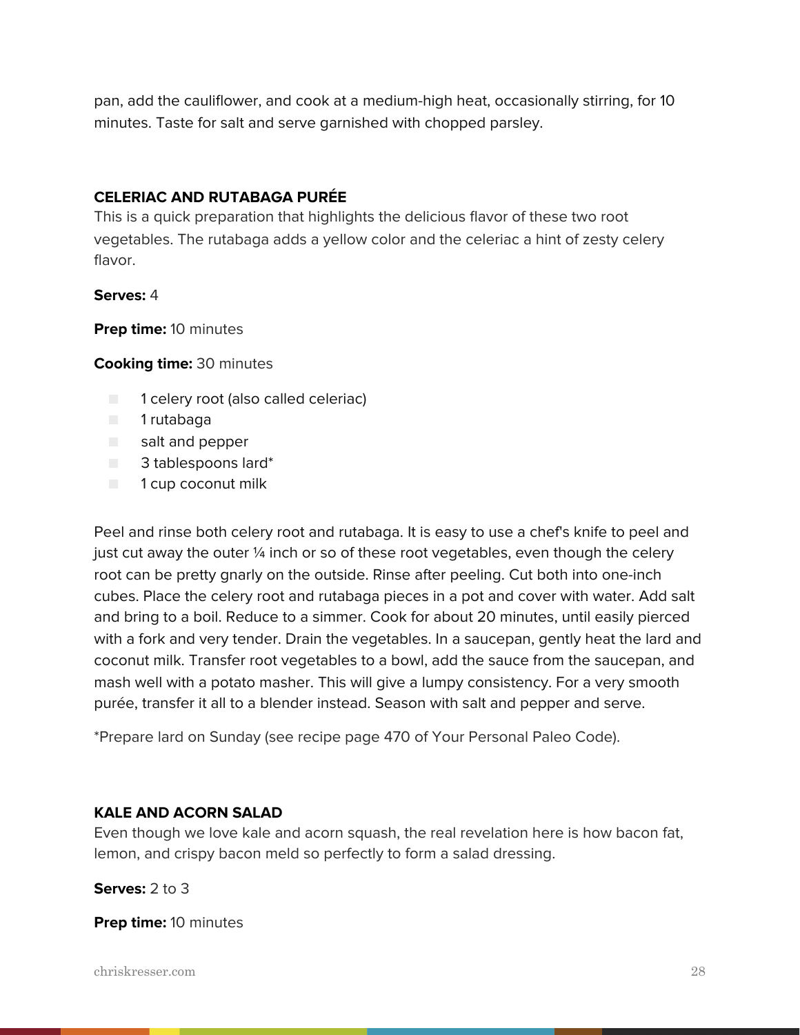pan, add the cauliflower, and cook at a medium-high heat, occasionally stirring, for 10 minutes. Taste for salt and serve garnished with chopped parsley.

### CELERIAC AND RUTABAGA PURÉE

This is a quick preparation that highlights the delicious flavor of these two root vegetables. The rutabaga adds a yellow color and the celeriac a hint of zesty celery flavor.

**Serves:** 4

**Prep time:** 10 minutes

**Cooking time:** 30 minutes

- 1 celery root (also called celeriac)
- 1 rutabaga
- salt and pepper
- 3 tablespoons lard*
- 1 cup coconut milk

Peel and rinse both celery root and rutabaga. It is easy to use a chef's knife to peel and just cut away the outer ¼ inch or so of these root vegetables, even though the celery root can be pretty gnarly on the outside. Rinse after peeling. Cut both into one-inch cubes. Place the celery root and rutabaga pieces in a pot and cover with water. Add salt and bring to a boil. Reduce to a simmer. Cook for about 20 minutes, until easily pierced with a fork and very tender. Drain the vegetables. In a saucepan, gently heat the lard and coconut milk. Transfer root vegetables to a bowl, add the sauce from the saucepan, and mash well with a potato masher. This will give a lumpy consistency. For a very smooth purée, transfer it all to a blender instead. Season with salt and pepper and serve.

*Prepare lard on Sunday (see recipe page 470 of Your Personal Paleo Code).

### KALE AND ACORN SALAD

Even though we love kale and acorn squash, the real revelation here is how bacon fat, lemon, and crispy bacon meld so perfectly to form a salad dressing.

**Serves:** 2 to 3

**Prep time:** 10 minutes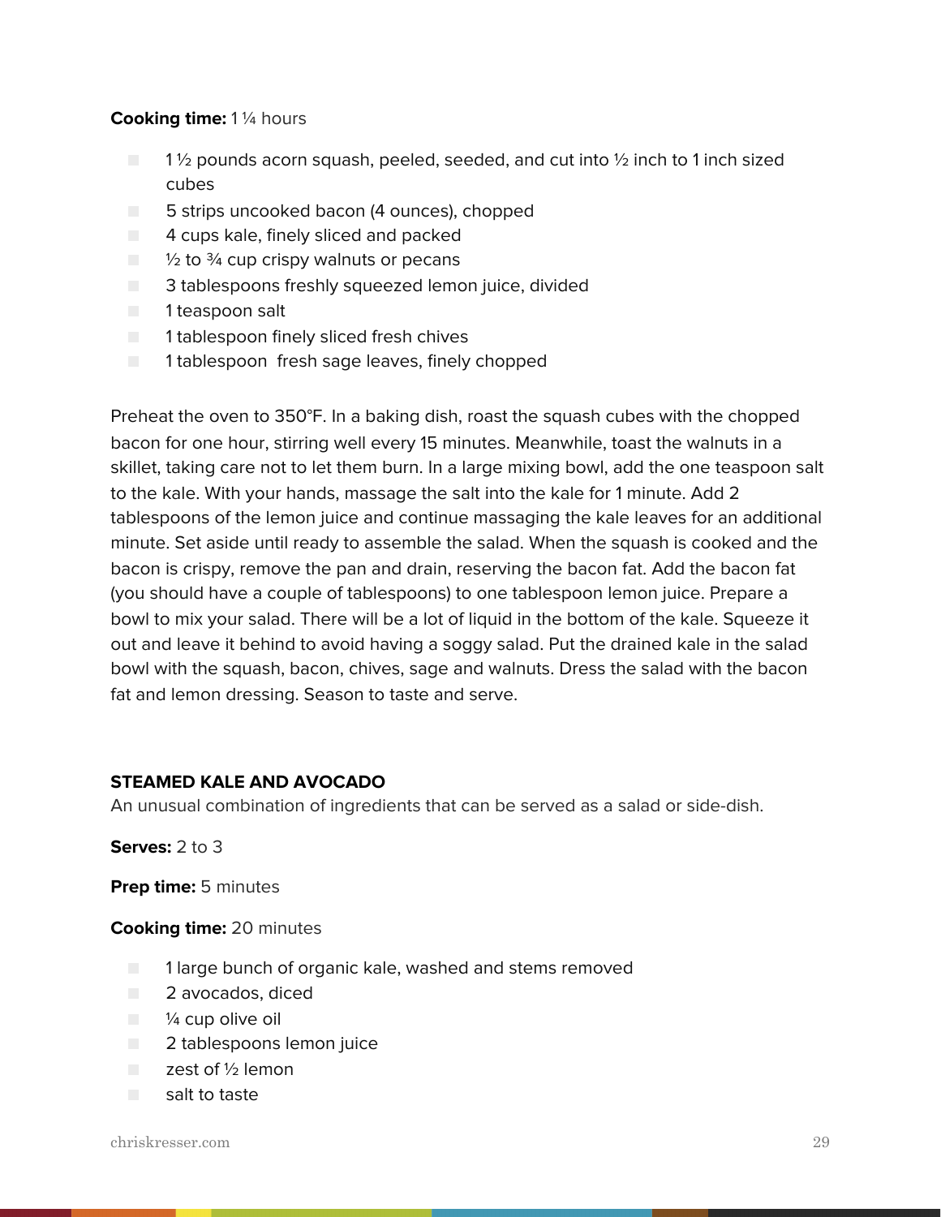**Cooking time:** 1 ¼ hours

- 1 ½ pounds acorn squash, peeled, seeded, and cut into ½ inch to 1 inch sized cubes
- 5 strips uncooked bacon (4 ounces), chopped
- 4 cups kale, finely sliced and packed
- ½ to ¾ cup crispy walnuts or pecans
- 3 tablespoons freshly squeezed lemon juice, divided
- 1 teaspoon salt
- 1 tablespoon finely sliced fresh chives
- 1 tablespoon fresh sage leaves, finely chopped

Preheat the oven to 350°F. In a baking dish, roast the squash cubes with the chopped bacon for one hour, stirring well every 15 minutes. Meanwhile, toast the walnuts in a skillet, taking care not to let them burn. In a large mixing bowl, add the one teaspoon salt to the kale. With your hands, massage the salt into the kale for 1 minute. Add 2 tablespoons of the lemon juice and continue massaging the kale leaves for an additional minute. Set aside until ready to assemble the salad. When the squash is cooked and the bacon is crispy, remove the pan and drain, reserving the bacon fat. Add the bacon fat (you should have a couple of tablespoons) to one tablespoon lemon juice. Prepare a bowl to mix your salad. There will be a lot of liquid in the bottom of the kale. Squeeze it out and leave it behind to avoid having a soggy salad. Put the drained kale in the salad bowl with the squash, bacon, chives, sage and walnuts. Dress the salad with the bacon fat and lemon dressing. Season to taste and serve.

## STEAMED KALE AND AVOCADO

An unusual combination of ingredients that can be served as a salad or side-dish.

**Serves:** 2 to 3

**Prep time:** 5 minutes

**Cooking time:** 20 minutes

- 1 large bunch of organic kale, washed and stems removed
- 2 avocados, diced
- ¼ cup olive oil
- 2 tablespoons lemon juice
- zest of ½ lemon
- salt to taste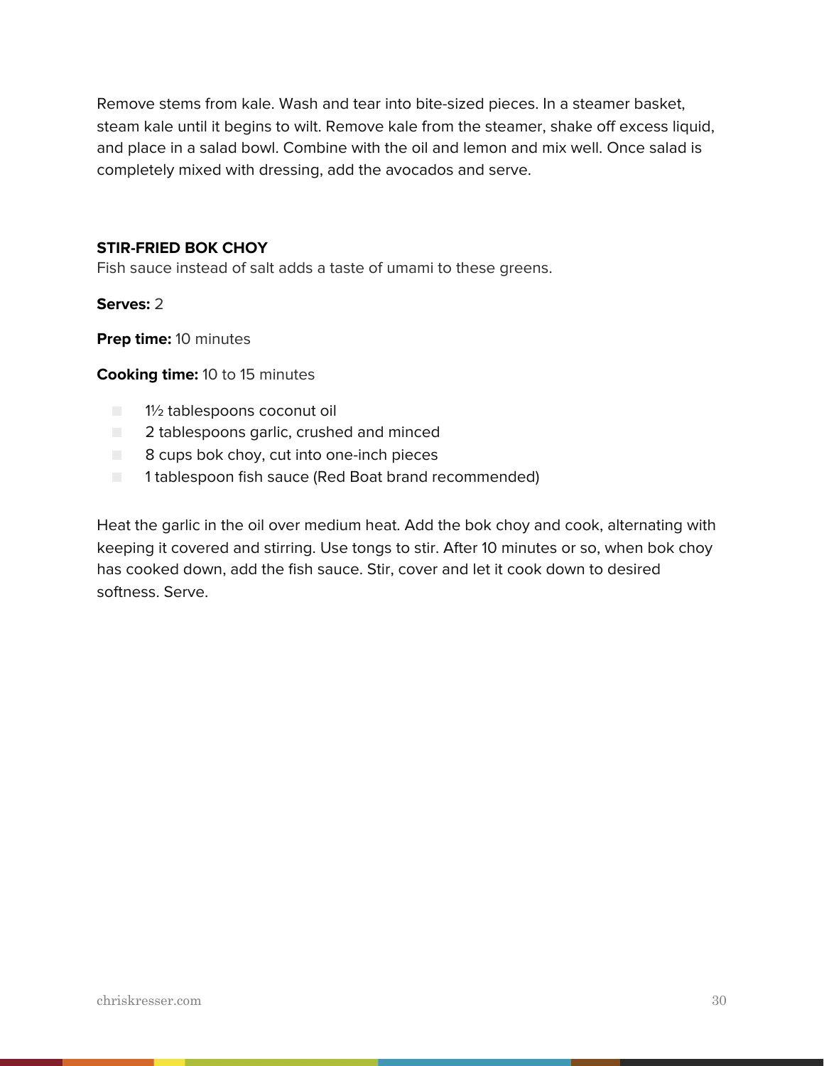Remove stems from kale. Wash and tear into bite-sized pieces. In a steamer basket, steam kale until it begins to wilt. Remove kale from the steamer, shake off excess liquid, and place in a salad bowl. Combine with the oil and lemon and mix well. Once salad is completely mixed with dressing, add the avocados and serve.

### STIR-FRIED BOK CHOY

Fish sauce instead of salt adds a taste of umami to these greens.

**Serves:** 2

**Prep time:** 10 minutes

**Cooking time:** 10 to 15 minutes

- 1½ tablespoons coconut oil
- 2 tablespoons garlic, crushed and minced
- 8 cups bok choy, cut into one-inch pieces
- 1 tablespoon fish sauce (Red Boat brand recommended)

Heat the garlic in the oil over medium heat. Add the bok choy and cook, alternating with keeping it covered and stirring. Use tongs to stir. After 10 minutes or so, when bok choy has cooked down, add the fish sauce. Stir, cover and let it cook down to desired softness. Serve.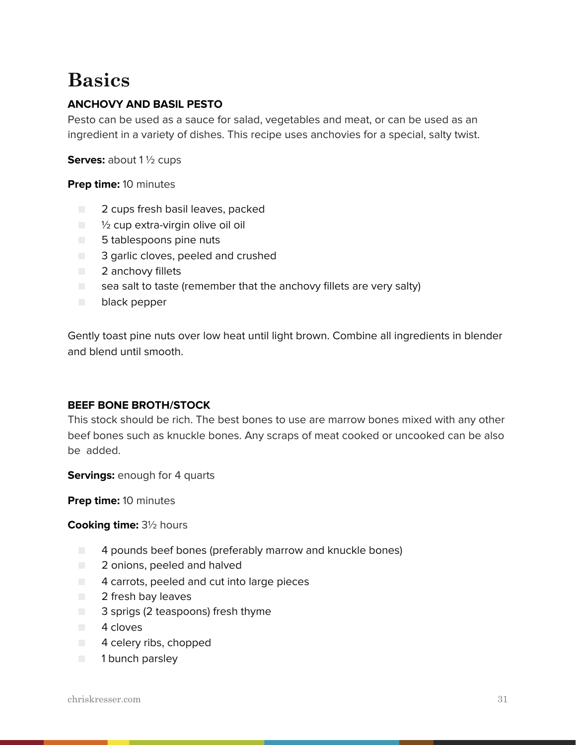# Basics

### ANCHOVY AND BASIL PESTO

Pesto can be used as a sauce for salad, vegetables and meat, or can be used as an ingredient in a variety of dishes. This recipe uses anchovies for a special, salty twist.

**Serves:** about 1 ½ cups

**Prep time:** 10 minutes

- 2 cups fresh basil leaves, packed
- ½ cup extra-virgin olive oil oil
- 5 tablespoons pine nuts
- 3 garlic cloves, peeled and crushed
- 2 anchovy fillets
- sea salt to taste (remember that the anchovy fillets are very salty)
- black pepper

Gently toast pine nuts over low heat until light brown. Combine all ingredients in blender and blend until smooth.

### BEEF BONE BROTH/STOCK

This stock should be rich. The best bones to use are marrow bones mixed with any other beef bones such as knuckle bones. Any scraps of meat cooked or uncooked can be also be added.

**Servings:** enough for 4 quarts

**Prep time:** 10 minutes

**Cooking time:** 3½ hours

- 4 pounds beef bones (preferably marrow and knuckle bones)
- 2 onions, peeled and halved
- 4 carrots, peeled and cut into large pieces
- 2 fresh bay leaves
- 3 sprigs (2 teaspoons) fresh thyme
- 4 cloves
- 4 celery ribs, chopped
- 1 bunch parsley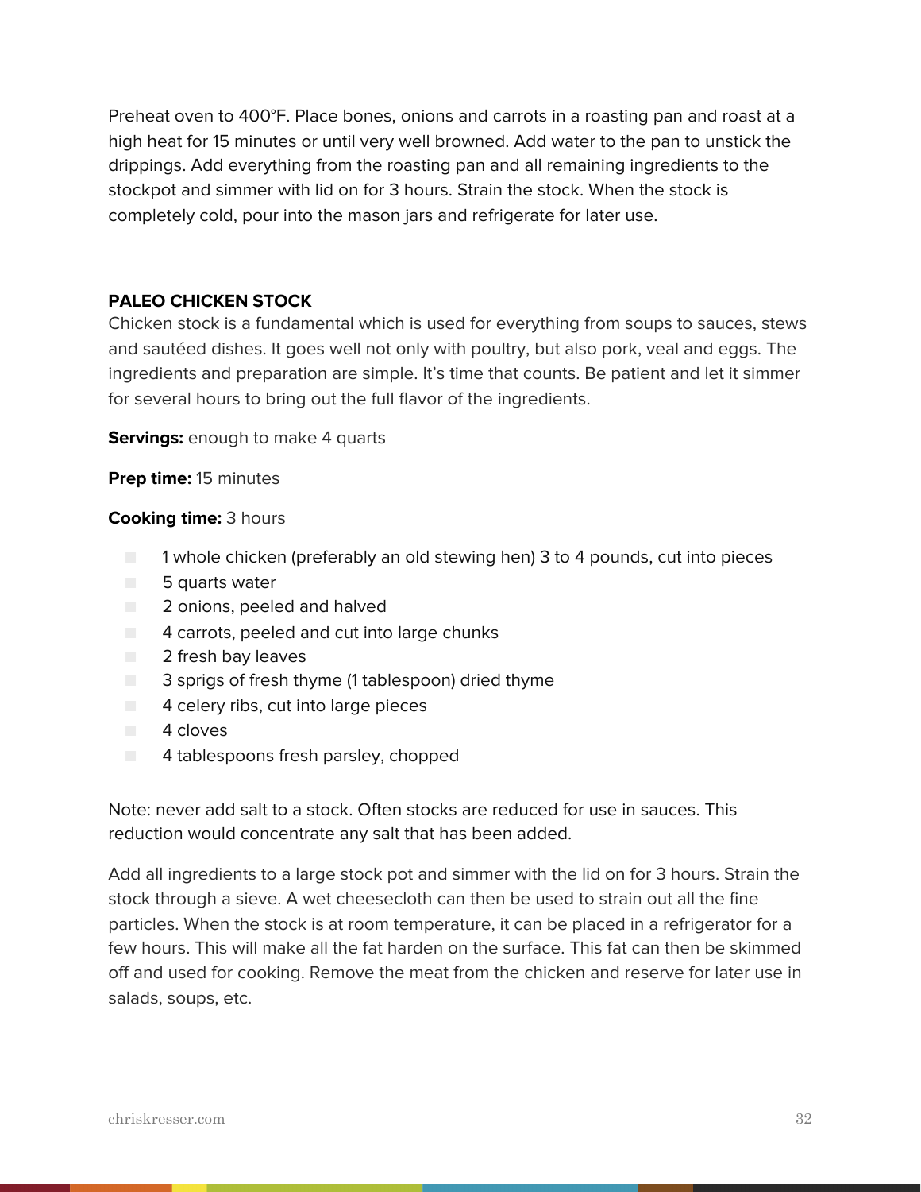Preheat oven to 400°F. Place bones, onions and carrots in a roasting pan and roast at a high heat for 15 minutes or until very well browned. Add water to the pan to unstick the drippings. Add everything from the roasting pan and all remaining ingredients to the stockpot and simmer with lid on for 3 hours. Strain the stock. When the stock is completely cold, pour into the mason jars and refrigerate for later use.

### PALEO CHICKEN STOCK

Chicken stock is a fundamental which is used for everything from soups to sauces, stews and sautéed dishes. It goes well not only with poultry, but also pork, veal and eggs. The ingredients and preparation are simple. It's time that counts. Be patient and let it simmer for several hours to bring out the full flavor of the ingredients.

**Servings:** enough to make 4 quarts

**Prep time:** 15 minutes

**Cooking time:** 3 hours

- 1 whole chicken (preferably an old stewing hen) 3 to 4 pounds, cut into pieces
- 5 quarts water
- 2 onions, peeled and halved
- 4 carrots, peeled and cut into large chunks
- 2 fresh bay leaves
- 3 sprigs of fresh thyme (1 tablespoon) dried thyme
- 4 celery ribs, cut into large pieces
- 4 cloves
- 4 tablespoons fresh parsley, chopped

Note: never add salt to a stock. Often stocks are reduced for use in sauces. This reduction would concentrate any salt that has been added.

Add all ingredients to a large stock pot and simmer with the lid on for 3 hours. Strain the stock through a sieve. A wet cheesecloth can then be used to strain out all the fine particles. When the stock is at room temperature, it can be placed in a refrigerator for a few hours. This will make all the fat harden on the surface. This fat can then be skimmed off and used for cooking. Remove the meat from the chicken and reserve for later use in salads, soups, etc.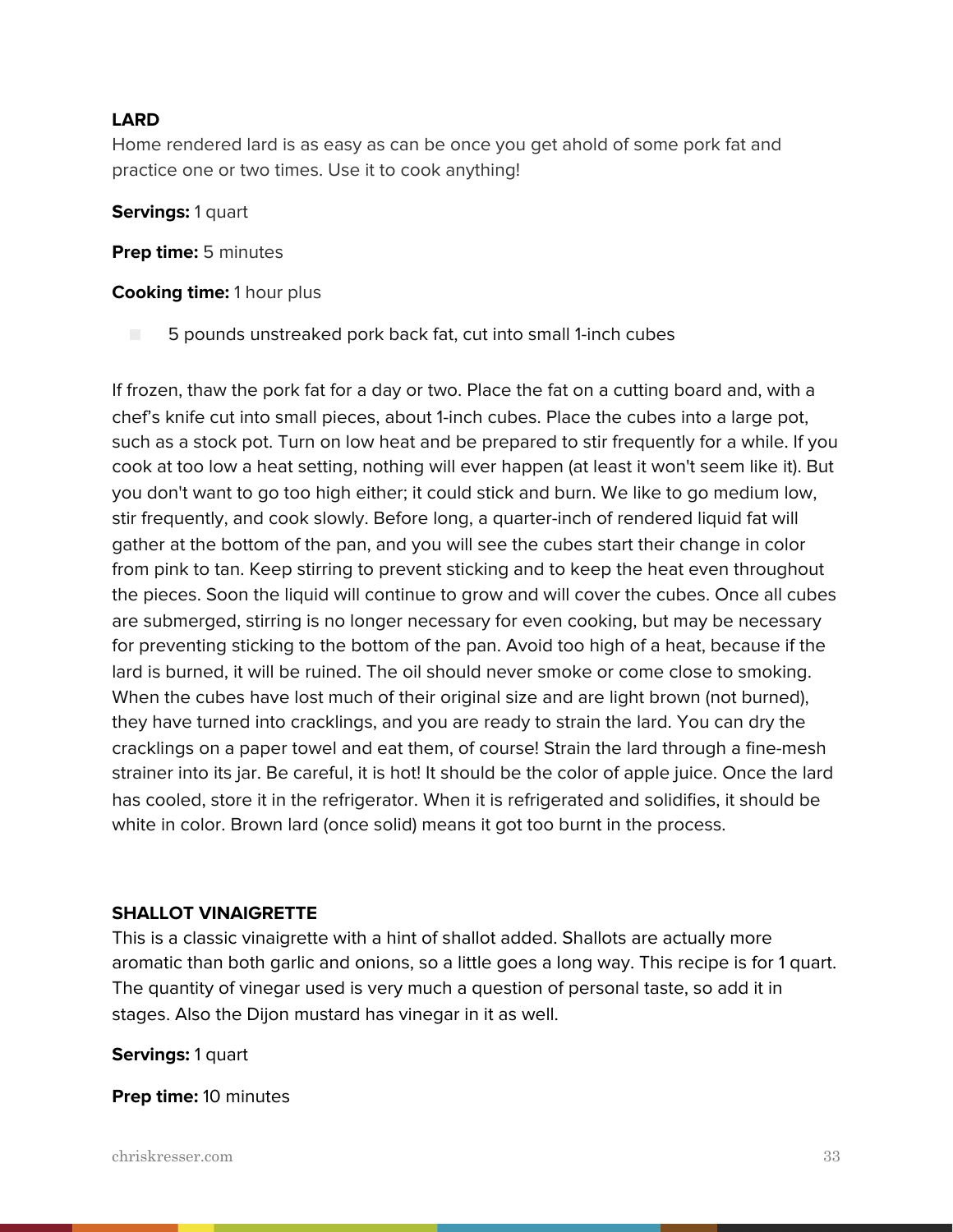### LARD

Home rendered lard is as easy as can be once you get ahold of some pork fat and practice one or two times. Use it to cook anything!

**Servings:** 1 quart

**Prep time:** 5 minutes

**Cooking time:** 1 hour plus

- 5 pounds unstreaked pork back fat, cut into small 1-inch cubes

If frozen, thaw the pork fat for a day or two. Place the fat on a cutting board and, with a chef's knife cut into small pieces, about 1-inch cubes. Place the cubes into a large pot, such as a stock pot. Turn on low heat and be prepared to stir frequently for a while. If you cook at too low a heat setting, nothing will ever happen (at least it won't seem like it). But you don't want to go too high either; it could stick and burn. We like to go medium low, stir frequently, and cook slowly. Before long, a quarter-inch of rendered liquid fat will gather at the bottom of the pan, and you will see the cubes start their change in color from pink to tan. Keep stirring to prevent sticking and to keep the heat even throughout the pieces. Soon the liquid will continue to grow and will cover the cubes. Once all cubes are submerged, stirring is no longer necessary for even cooking, but may be necessary for preventing sticking to the bottom of the pan. Avoid too high of a heat, because if the lard is burned, it will be ruined. The oil should never smoke or come close to smoking. When the cubes have lost much of their original size and are light brown (not burned), they have turned into cracklings, and you are ready to strain the lard. You can dry the cracklings on a paper towel and eat them, of course! Strain the lard through a fine-mesh strainer into its jar. Be careful, it is hot! It should be the color of apple juice. Once the lard has cooled, store it in the refrigerator. When it is refrigerated and solidifies, it should be white in color. Brown lard (once solid) means it got too burnt in the process.

### SHALLOT VINAIGRETTE

This is a classic vinaigrette with a hint of shallot added. Shallots are actually more aromatic than both garlic and onions, so a little goes a long way. This recipe is for 1 quart. The quantity of vinegar used is very much a question of personal taste, so add it in stages. Also the Dijon mustard has vinegar in it as well.

**Servings:** 1 quart

**Prep time:** 10 minutes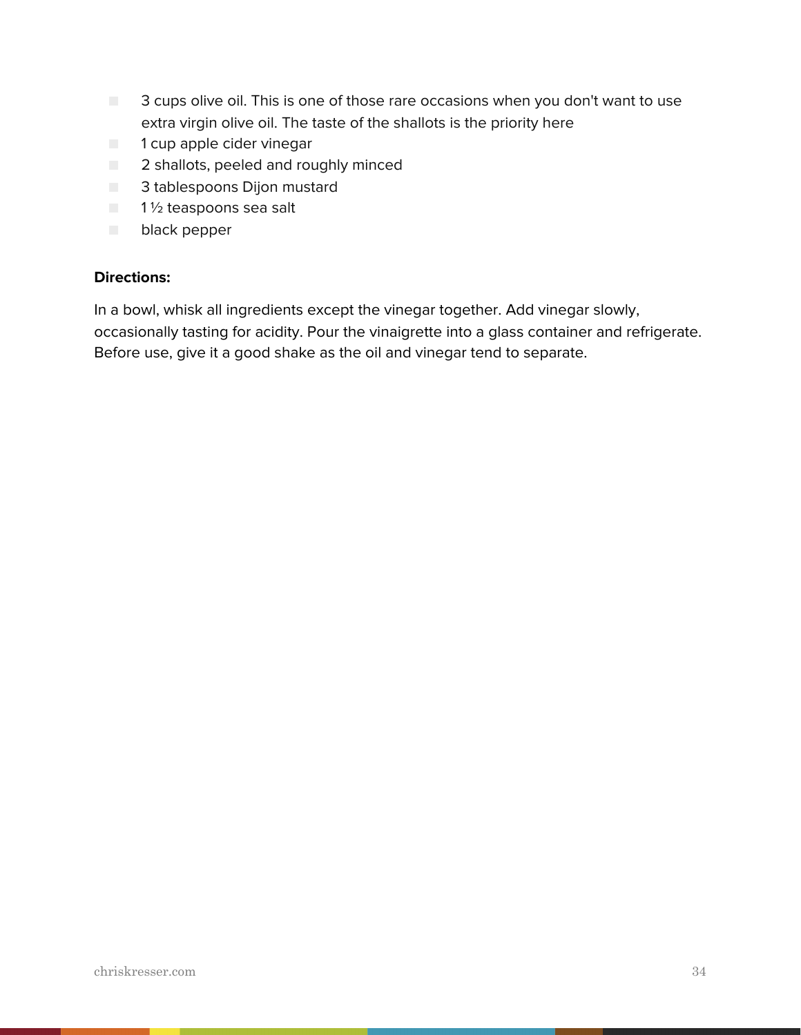- 3 cups olive oil. This is one of those rare occasions when you don't want to use extra virgin olive oil. The taste of the shallots is the priority here
- 1 cup apple cider vinegar
- 2 shallots, peeled and roughly minced
- 3 tablespoons Dijon mustard
- 1 ½ teaspoons sea salt
- black pepper

**Directions:**

In a bowl, whisk all ingredients except the vinegar together. Add vinegar slowly, occasionally tasting for acidity. Pour the vinaigrette into a glass container and refrigerate. Before use, give it a good shake as the oil and vinegar tend to separate.